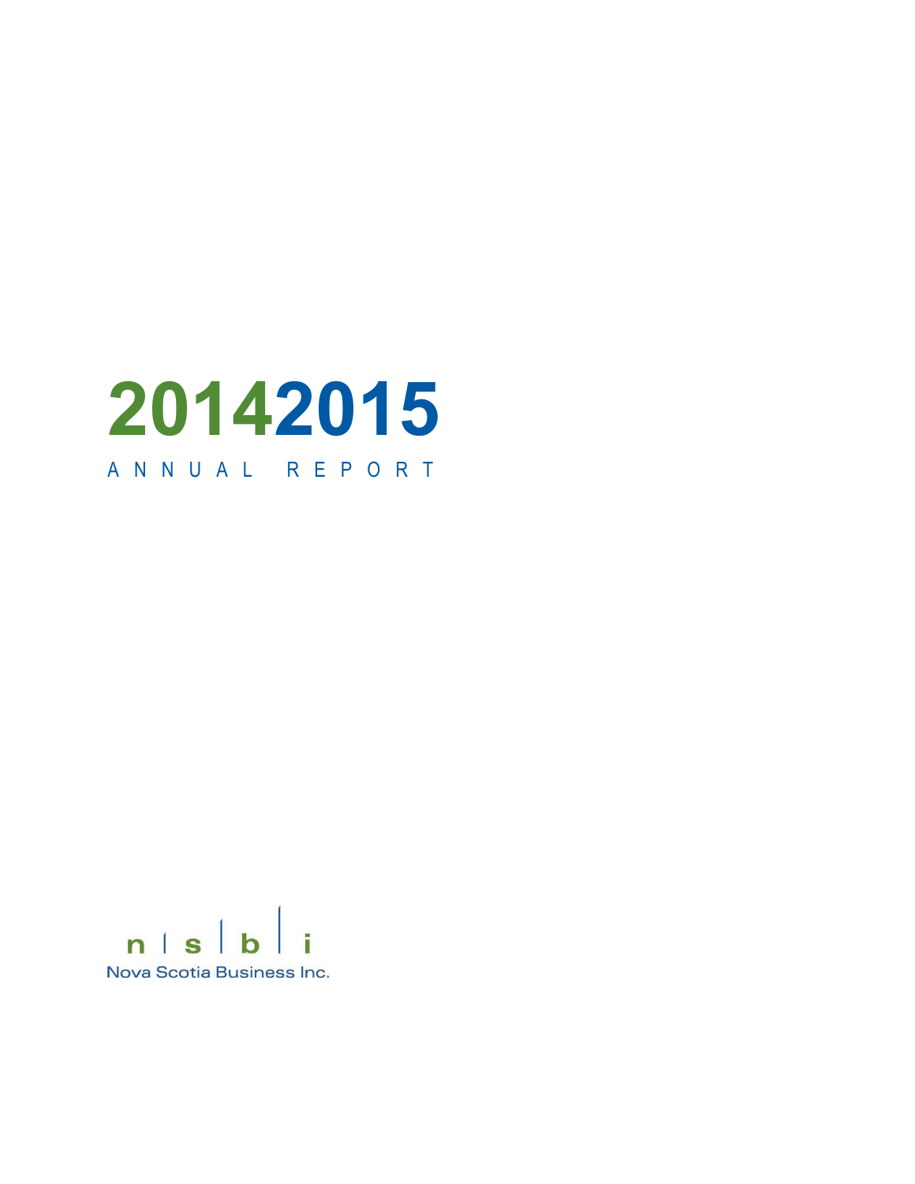# 20142015

ANNUAL REPORT

n | s | b | i

Nova Scotia Business Inc.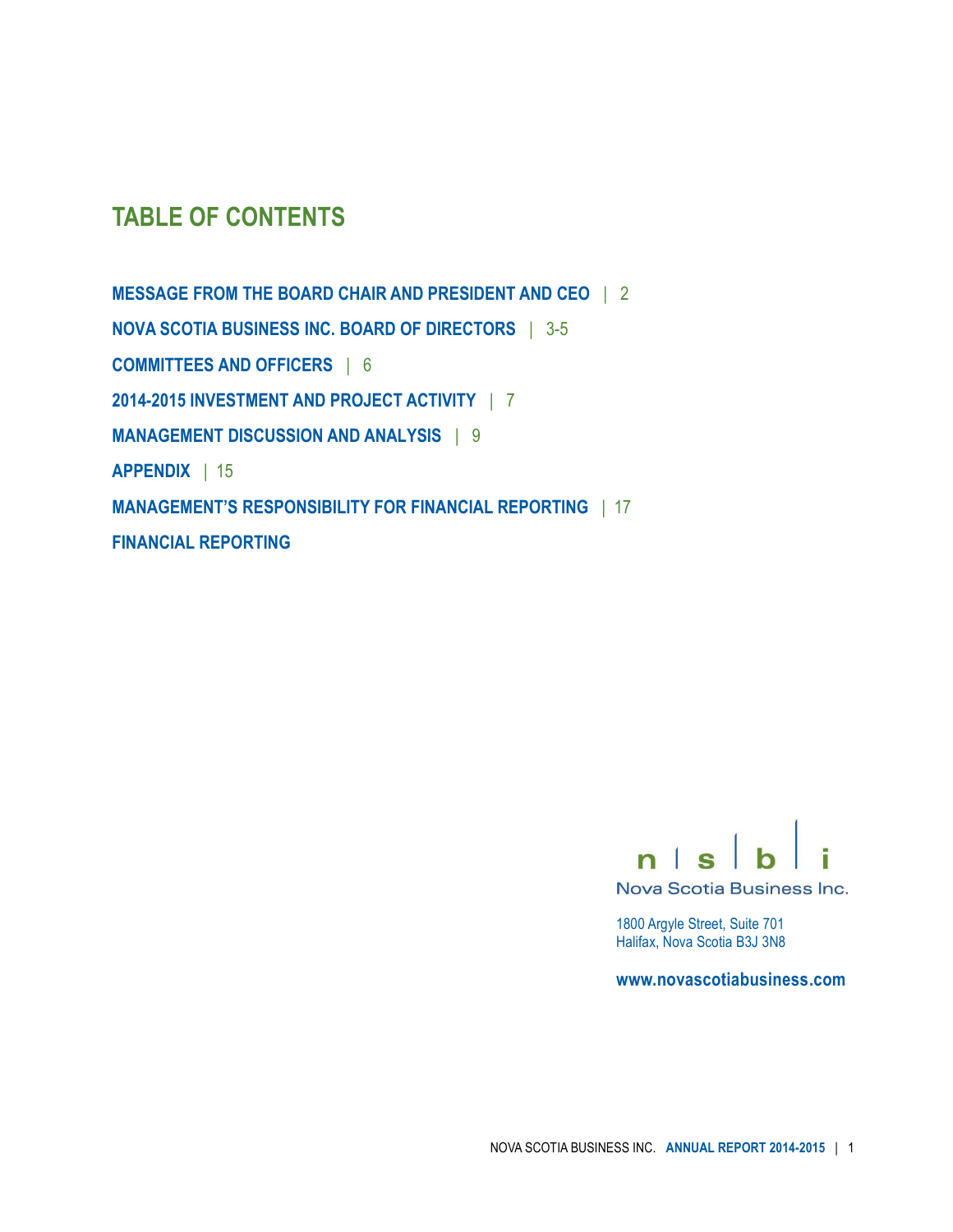# TABLE OF CONTENTS

**MESSAGE FROM THE BOARD CHAIR AND PRESIDENT AND CEO** | 2

**NOVA SCOTIA BUSINESS INC. BOARD OF DIRECTORS** | 3-5

**COMMITTEES AND OFFICERS** | 6

**2014-2015 INVESTMENT AND PROJECT ACTIVITY** | 7

**MANAGEMENT DISCUSSION AND ANALYSIS** | 9

**APPENDIX** | 15

**MANAGEMENT'S RESPONSIBILITY FOR FINANCIAL REPORTING** | 17

**FINANCIAL REPORTING**

n | s | b | i
Nova Scotia Business Inc.

1800 Argyle Street, Suite 701
Halifax, Nova Scotia B3J 3N8

**www.novascotiabusiness.com**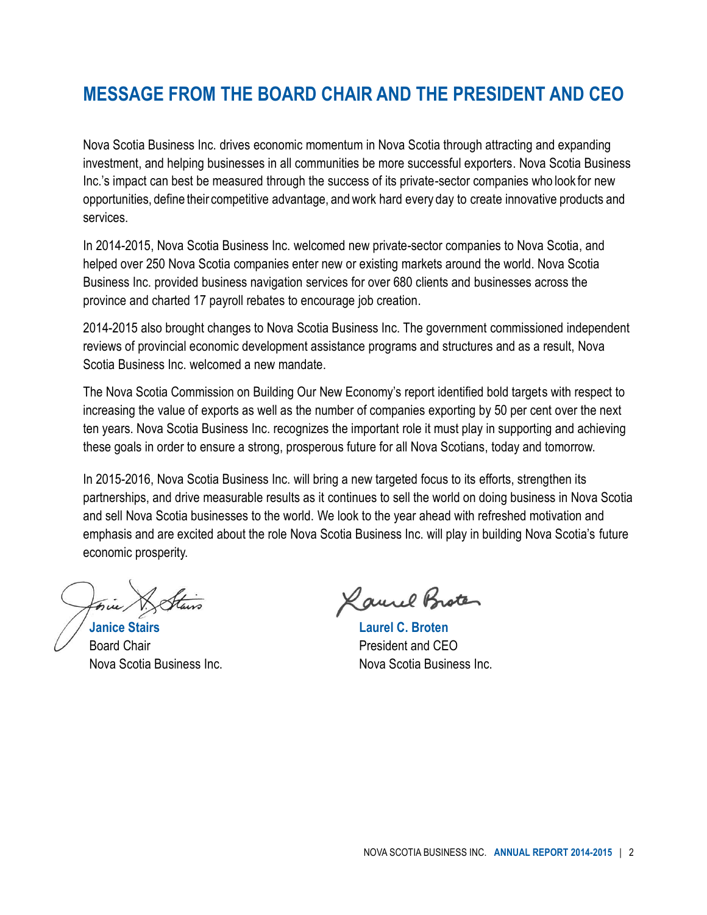# MESSAGE FROM THE BOARD CHAIR AND THE PRESIDENT AND CEO

Nova Scotia Business Inc. drives economic momentum in Nova Scotia through attracting and expanding investment, and helping businesses in all communities be more successful exporters. Nova Scotia Business Inc.'s impact can best be measured through the success of its private-sector companies who look for new opportunities, define their competitive advantage, and work hard every day to create innovative products and services.

In 2014-2015, Nova Scotia Business Inc. welcomed new private-sector companies to Nova Scotia, and helped over 250 Nova Scotia companies enter new or existing markets around the world. Nova Scotia Business Inc. provided business navigation services for over 680 clients and businesses across the province and charted 17 payroll rebates to encourage job creation.

2014-2015 also brought changes to Nova Scotia Business Inc. The government commissioned independent reviews of provincial economic development assistance programs and structures and as a result, Nova Scotia Business Inc. welcomed a new mandate.

The Nova Scotia Commission on Building Our New Economy's report identified bold targets with respect to increasing the value of exports as well as the number of companies exporting by 50 per cent over the next ten years. Nova Scotia Business Inc. recognizes the important role it must play in supporting and achieving these goals in order to ensure a strong, prosperous future for all Nova Scotians, today and tomorrow.

In 2015-2016, Nova Scotia Business Inc. will bring a new targeted focus to its efforts, strengthen its partnerships, and drive measurable results as it continues to sell the world on doing business in Nova Scotia and sell Nova Scotia businesses to the world. We look to the year ahead with refreshed motivation and emphasis and are excited about the role Nova Scotia Business Inc. will play in building Nova Scotia's future economic prosperity.

**Janice Stairs**
Board Chair
Nova Scotia Business Inc.

**Laurel C. Broten**
President and CEO
Nova Scotia Business Inc.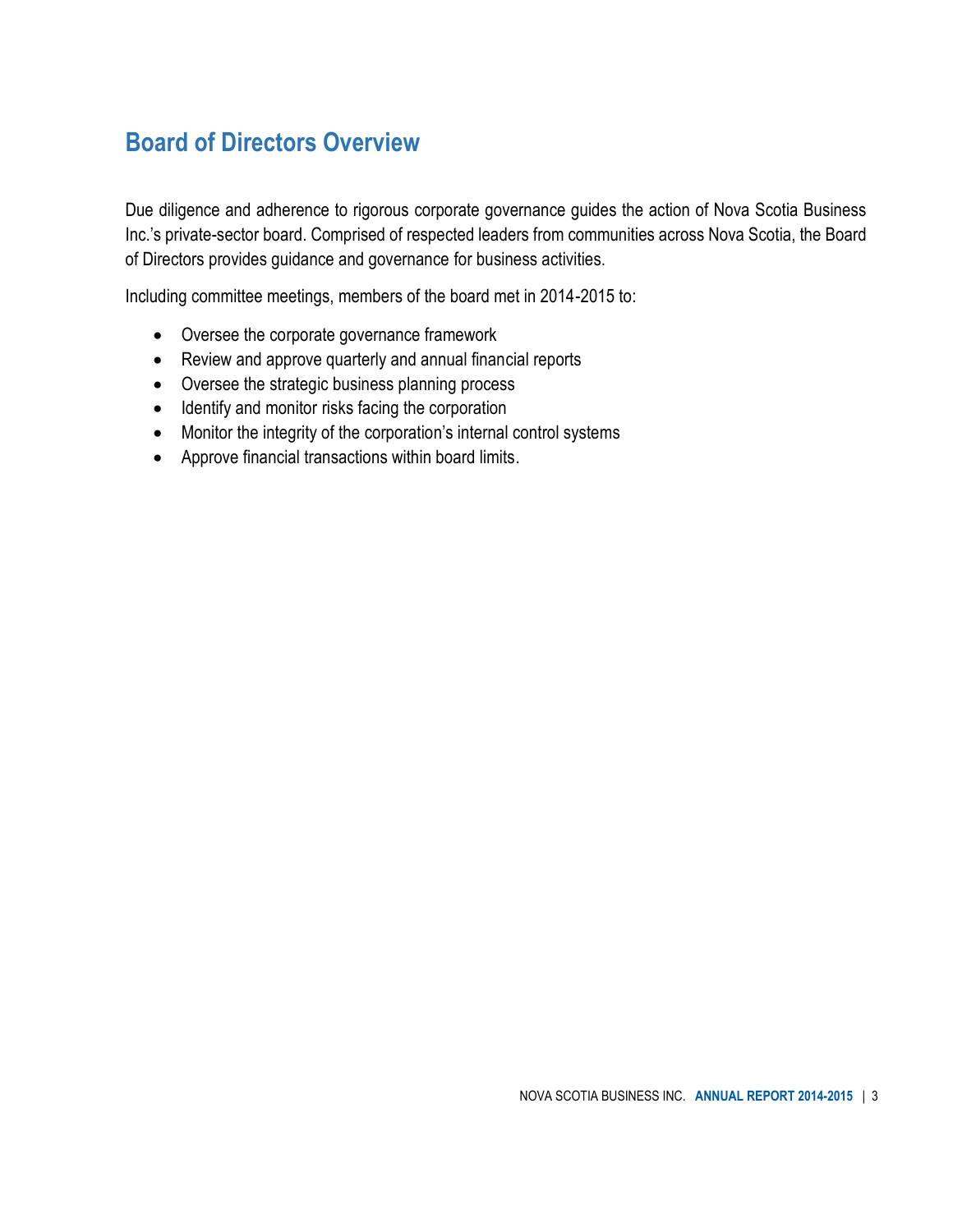## Board of Directors Overview

Due diligence and adherence to rigorous corporate governance guides the action of Nova Scotia Business Inc.'s private-sector board. Comprised of respected leaders from communities across Nova Scotia, the Board of Directors provides guidance and governance for business activities.

Including committee meetings, members of the board met in 2014-2015 to:

- Oversee the corporate governance framework
- Review and approve quarterly and annual financial reports
- Oversee the strategic business planning process
- Identify and monitor risks facing the corporation
- Monitor the integrity of the corporation's internal control systems
- Approve financial transactions within board limits.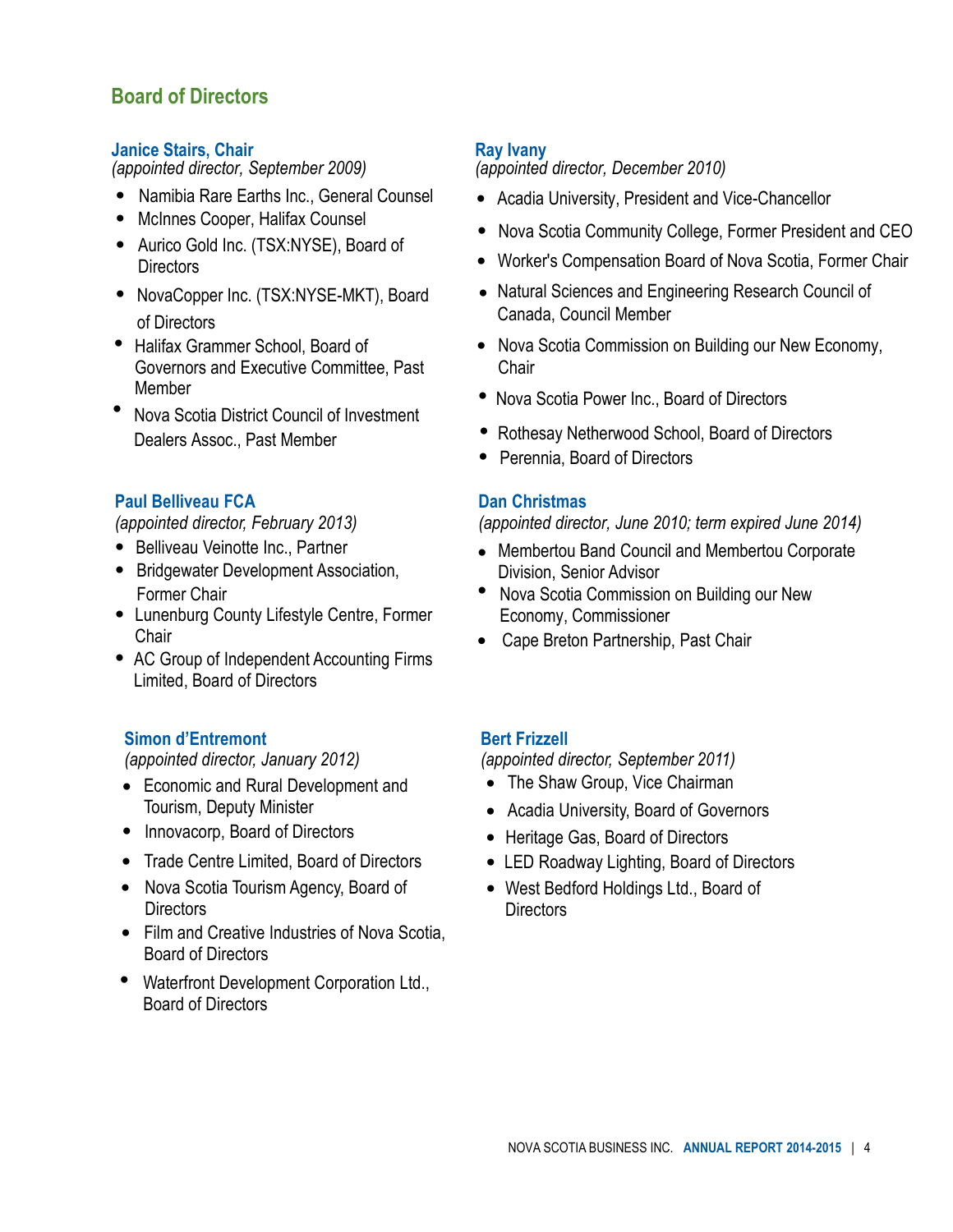## Board of Directors

### Janice Stairs, Chair

*(appointed director, September 2009)*

- Namibia Rare Earths Inc., General Counsel
- McInnes Cooper, Halifax Counsel
- Aurico Gold Inc. (TSX:NYSE), Board of Directors
- NovaCopper Inc. (TSX:NYSE-MKT), Board of Directors
- Halifax Grammer School, Board of Governors and Executive Committee, Past Member
- Nova Scotia District Council of Investment Dealers Assoc., Past Member

### Paul Belliveau FCA

*(appointed director, February 2013)*

- Belliveau Veinotte Inc., Partner
- Bridgewater Development Association, Former Chair
- Lunenburg County Lifestyle Centre, Former Chair
- AC Group of Independent Accounting Firms Limited, Board of Directors

### Simon d'Entremont

*(appointed director, January 2012)*

- Economic and Rural Development and Tourism, Deputy Minister
- Innovacorp, Board of Directors
- Trade Centre Limited, Board of Directors
- Nova Scotia Tourism Agency, Board of Directors
- Film and Creative Industries of Nova Scotia, Board of Directors
- Waterfront Development Corporation Ltd., Board of Directors

### Ray Ivany

*(appointed director, December 2010)*

- Acadia University, President and Vice-Chancellor
- Nova Scotia Community College, Former President and CEO
- Worker's Compensation Board of Nova Scotia, Former Chair
- Natural Sciences and Engineering Research Council of Canada, Council Member
- Nova Scotia Commission on Building our New Economy, Chair
- Nova Scotia Power Inc., Board of Directors
- Rothesay Netherwood School, Board of Directors
- Perennia, Board of Directors

### Dan Christmas

*(appointed director, June 2010; term expired June 2014)*

- Membertou Band Council and Membertou Corporate Division, Senior Advisor
- Nova Scotia Commission on Building our New Economy, Commissioner
- Cape Breton Partnership, Past Chair

### Bert Frizzell

*(appointed director, September 2011)*

- The Shaw Group, Vice Chairman
- Acadia University, Board of Governors
- Heritage Gas, Board of Directors
- LED Roadway Lighting, Board of Directors
- West Bedford Holdings Ltd., Board of Directors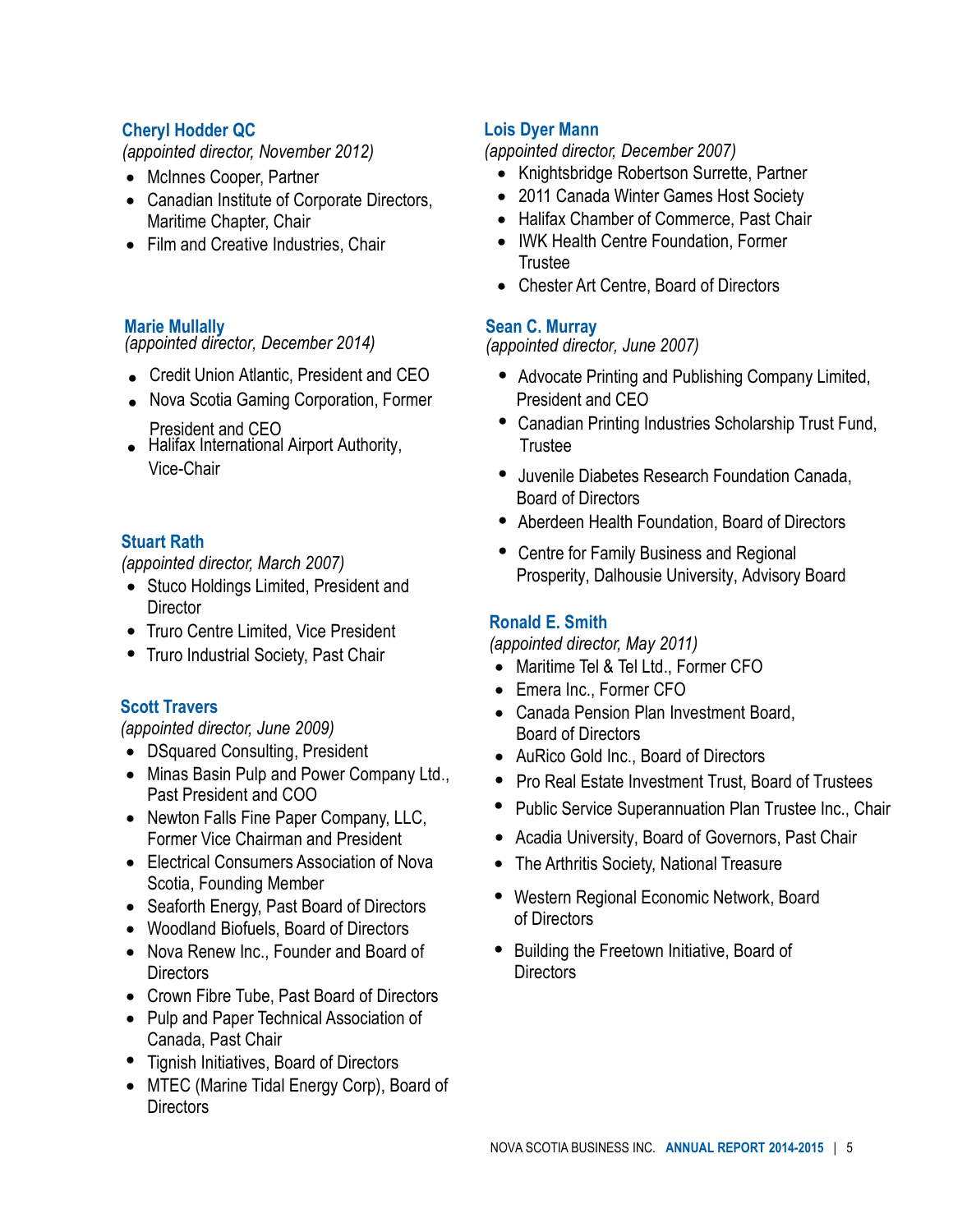### Cheryl Hodder QC

*(appointed director, November 2012)*

- McInnes Cooper, Partner
- Canadian Institute of Corporate Directors, Maritime Chapter, Chair
- Film and Creative Industries, Chair

### Marie Mullally

*(appointed director, December 2014)*

- Credit Union Atlantic, President and CEO
- Nova Scotia Gaming Corporation, Former President and CEO
- Halifax International Airport Authority, Vice-Chair

### Stuart Rath

*(appointed director, March 2007)*

- Stuco Holdings Limited, President and Director
- Truro Centre Limited, Vice President
- Truro Industrial Society, Past Chair

### Scott Travers

*(appointed director, June 2009)*

- DSquared Consulting, President
- Minas Basin Pulp and Power Company Ltd., Past President and COO
- Newton Falls Fine Paper Company, LLC, Former Vice Chairman and President
- Electrical Consumers Association of Nova Scotia, Founding Member
- Seaforth Energy, Past Board of Directors
- Woodland Biofuels, Board of Directors
- Nova Renew Inc., Founder and Board of Directors
- Crown Fibre Tube, Past Board of Directors
- Pulp and Paper Technical Association of Canada, Past Chair
- Tignish Initiatives, Board of Directors
- MTEC (Marine Tidal Energy Corp), Board of Directors

### Lois Dyer Mann

*(appointed director, December 2007)*

- Knightsbridge Robertson Surrette, Partner
- 2011 Canada Winter Games Host Society
- Halifax Chamber of Commerce, Past Chair
- IWK Health Centre Foundation, Former Trustee
- Chester Art Centre, Board of Directors

### Sean C. Murray

*(appointed director, June 2007)*

- Advocate Printing and Publishing Company Limited, President and CEO
- Canadian Printing Industries Scholarship Trust Fund, Trustee
- Juvenile Diabetes Research Foundation Canada, Board of Directors
- Aberdeen Health Foundation, Board of Directors
- Centre for Family Business and Regional Prosperity, Dalhousie University, Advisory Board

### Ronald E. Smith

*(appointed director, May 2011)*

- Maritime Tel & Tel Ltd., Former CFO
- Emera Inc., Former CFO
- Canada Pension Plan Investment Board, Board of Directors
- AuRico Gold Inc., Board of Directors
- Pro Real Estate Investment Trust, Board of Trustees
- Public Service Superannuation Plan Trustee Inc., Chair
- Acadia University, Board of Governors, Past Chair
- The Arthritis Society, National Treasure
- Western Regional Economic Network, Board of Directors
- Building the Freetown Initiative, Board of Directors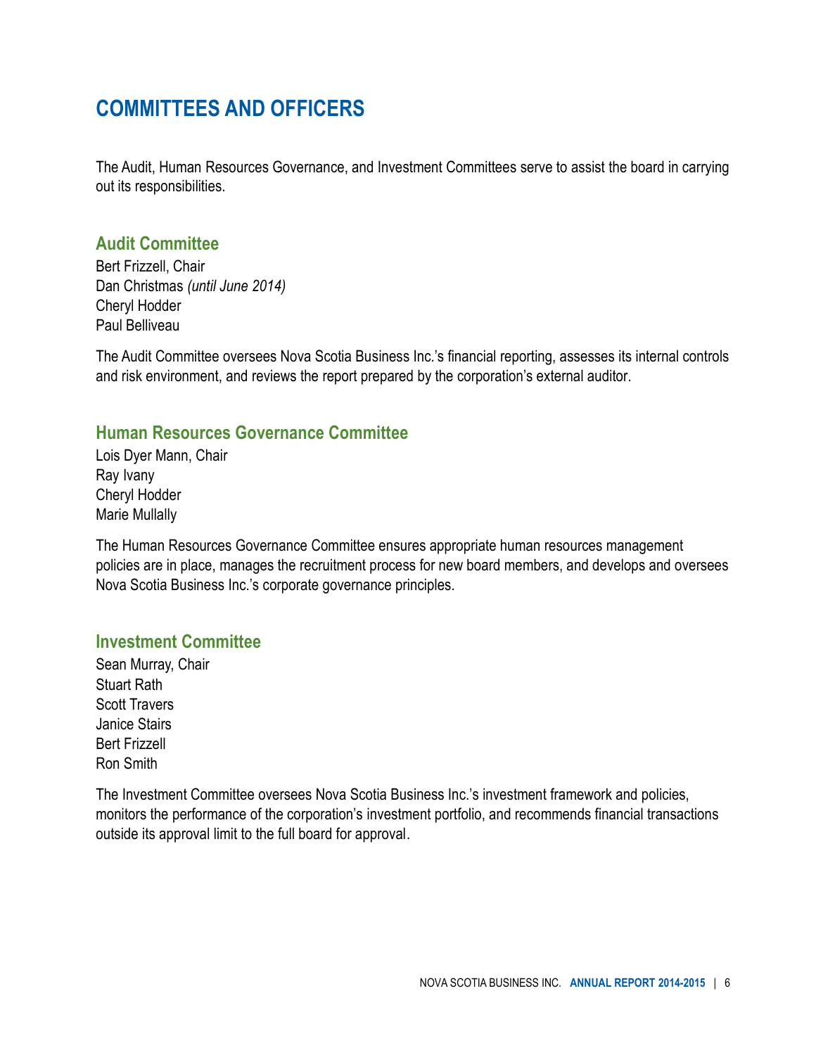# COMMITTEES AND OFFICERS

The Audit, Human Resources Governance, and Investment Committees serve to assist the board in carrying out its responsibilities.

## Audit Committee

Bert Frizzell, Chair
Dan Christmas *(until June 2014)*
Cheryl Hodder
Paul Belliveau

The Audit Committee oversees Nova Scotia Business Inc.'s financial reporting, assesses its internal controls and risk environment, and reviews the report prepared by the corporation's external auditor.

## Human Resources Governance Committee

Lois Dyer Mann, Chair
Ray Ivany
Cheryl Hodder
Marie Mullally

The Human Resources Governance Committee ensures appropriate human resources management policies are in place, manages the recruitment process for new board members, and develops and oversees Nova Scotia Business Inc.'s corporate governance principles.

## Investment Committee

Sean Murray, Chair
Stuart Rath
Scott Travers
Janice Stairs
Bert Frizzell
Ron Smith

The Investment Committee oversees Nova Scotia Business Inc.'s investment framework and policies, monitors the performance of the corporation's investment portfolio, and recommends financial transactions outside its approval limit to the full board for approval.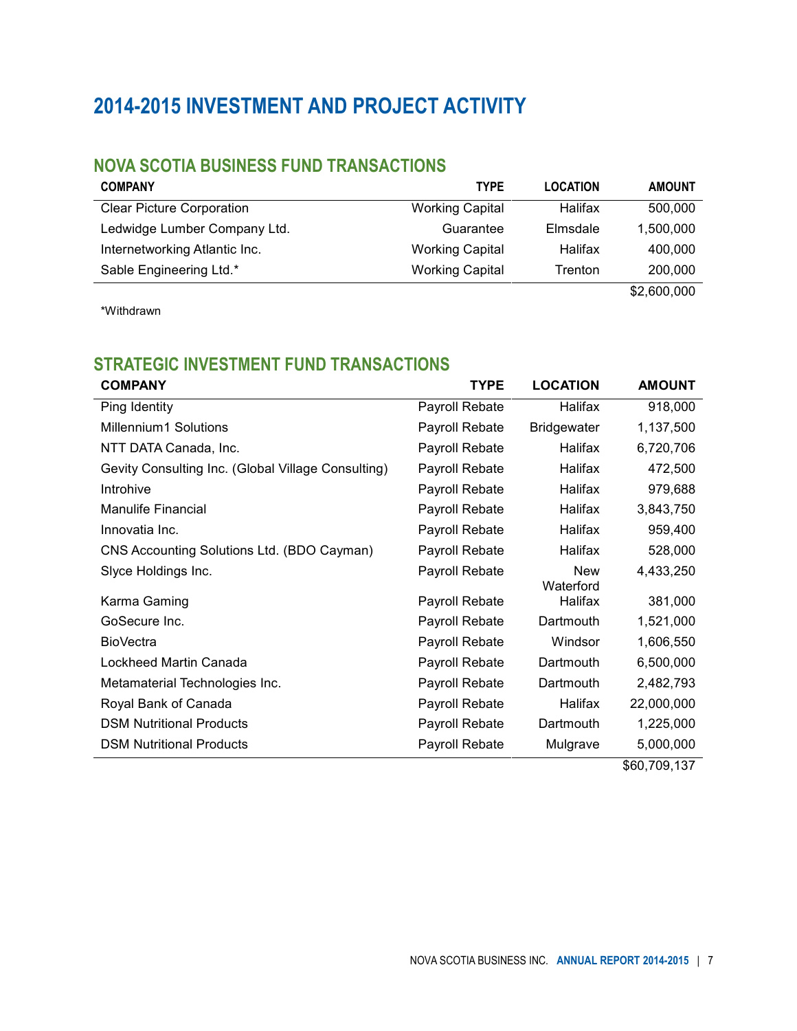# 2014-2015 INVESTMENT AND PROJECT ACTIVITY

## NOVA SCOTIA BUSINESS FUND TRANSACTIONS

| COMPANY | TYPE | LOCATION | AMOUNT |
|---|---|---|---|
| Clear Picture Corporation | Working Capital | Halifax | 500,000 |
| Ledwidge Lumber Company Ltd. | Guarantee | Elmsdale | 1,500,000 |
| Internetworking Atlantic Inc. | Working Capital | Halifax | 400,000 |
| Sable Engineering Ltd.* | Working Capital | Trenton | 200,000 |
| | | | $2,600,000 |

*Withdrawn

## STRATEGIC INVESTMENT FUND TRANSACTIONS

| COMPANY | TYPE | LOCATION | AMOUNT |
|---|---|---|---|
| Ping Identity | Payroll Rebate | Halifax | 918,000 |
| Millennium1 Solutions | Payroll Rebate | Bridgewater | 1,137,500 |
| NTT DATA Canada, Inc. | Payroll Rebate | Halifax | 6,720,706 |
| Gevity Consulting Inc. (Global Village Consulting) | Payroll Rebate | Halifax | 472,500 |
| Introhive | Payroll Rebate | Halifax | 979,688 |
| Manulife Financial | Payroll Rebate | Halifax | 3,843,750 |
| Innovatia Inc. | Payroll Rebate | Halifax | 959,400 |
| CNS Accounting Solutions Ltd. (BDO Cayman) | Payroll Rebate | Halifax | 528,000 |
| Slyce Holdings Inc. | Payroll Rebate | New Waterford | 4,433,250 |
| Karma Gaming | Payroll Rebate | Halifax | 381,000 |
| GoSecure Inc. | Payroll Rebate | Dartmouth | 1,521,000 |
| BioVectra | Payroll Rebate | Windsor | 1,606,550 |
| Lockheed Martin Canada | Payroll Rebate | Dartmouth | 6,500,000 |
| Metamaterial Technologies Inc. | Payroll Rebate | Dartmouth | 2,482,793 |
| Royal Bank of Canada | Payroll Rebate | Halifax | 22,000,000 |
| DSM Nutritional Products | Payroll Rebate | Dartmouth | 1,225,000 |
| DSM Nutritional Products | Payroll Rebate | Mulgrave | 5,000,000 |
| | | | $60,709,137 |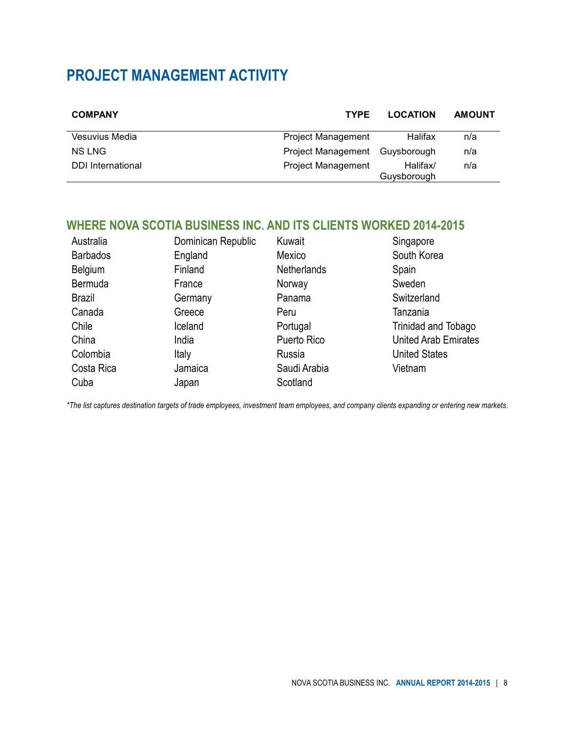# PROJECT MANAGEMENT ACTIVITY

| COMPANY | TYPE | LOCATION | AMOUNT |
|---|---|---|---|
| Vesuvius Media | Project Management | Halifax | n/a |
| NS LNG | Project Management | Guysborough | n/a |
| DDI International | Project Management | Halifax/ Guysborough | n/a |

## WHERE NOVA SCOTIA BUSINESS INC. AND ITS CLIENTS WORKED 2014-2015

Australia
Barbados
Belgium
Bermuda
Brazil
Canada
Chile
China
Colombia
Costa Rica
Cuba
Dominican Republic
England
Finland
France
Germany
Greece
Iceland
India
Italy
Jamaica
Japan
Kuwait
Mexico
Netherlands
Norway
Panama
Peru
Portugal
Puerto Rico
Russia
Saudi Arabia
Scotland
Singapore
South Korea
Spain
Sweden
Switzerland
Tanzania
Trinidad and Tobago
United Arab Emirates
United States
Vietnam

*\*The list captures destination targets of trade employees, investment team employees, and company clients expanding or entering new markets.*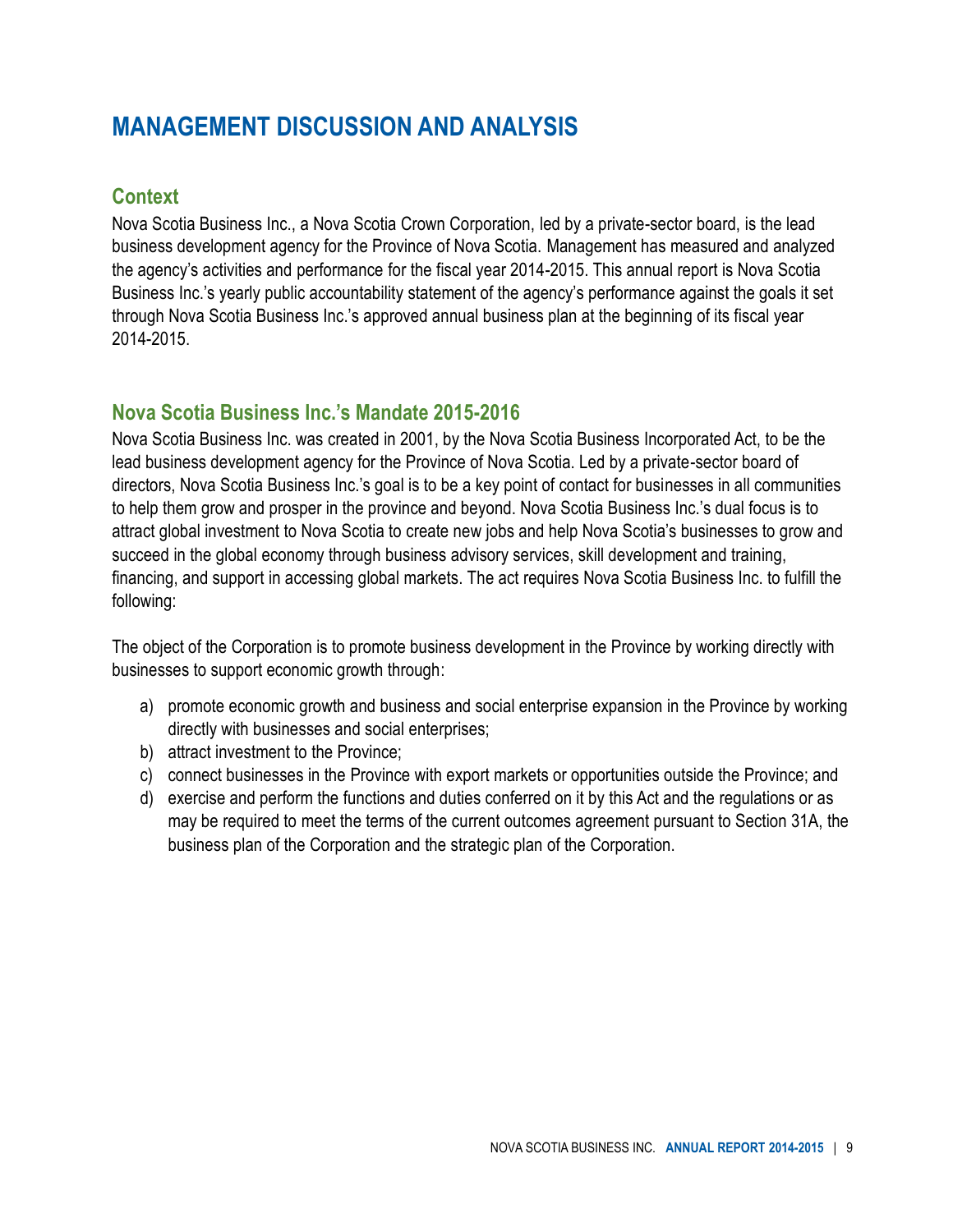# MANAGEMENT DISCUSSION AND ANALYSIS

## Context

Nova Scotia Business Inc., a Nova Scotia Crown Corporation, led by a private-sector board, is the lead business development agency for the Province of Nova Scotia. Management has measured and analyzed the agency's activities and performance for the fiscal year 2014-2015. This annual report is Nova Scotia Business Inc.'s yearly public accountability statement of the agency's performance against the goals it set through Nova Scotia Business Inc.'s approved annual business plan at the beginning of its fiscal year 2014-2015.

## Nova Scotia Business Inc.'s Mandate 2015-2016

Nova Scotia Business Inc. was created in 2001, by the Nova Scotia Business Incorporated Act, to be the lead business development agency for the Province of Nova Scotia. Led by a private-sector board of directors, Nova Scotia Business Inc.'s goal is to be a key point of contact for businesses in all communities to help them grow and prosper in the province and beyond. Nova Scotia Business Inc.'s dual focus is to attract global investment to Nova Scotia to create new jobs and help Nova Scotia's businesses to grow and succeed in the global economy through business advisory services, skill development and training, financing, and support in accessing global markets. The act requires Nova Scotia Business Inc. to fulfill the following:

The object of the Corporation is to promote business development in the Province by working directly with businesses to support economic growth through:

a) promote economic growth and business and social enterprise expansion in the Province by working directly with businesses and social enterprises;
b) attract investment to the Province;
c) connect businesses in the Province with export markets or opportunities outside the Province; and
d) exercise and perform the functions and duties conferred on it by this Act and the regulations or as may be required to meet the terms of the current outcomes agreement pursuant to Section 31A, the business plan of the Corporation and the strategic plan of the Corporation.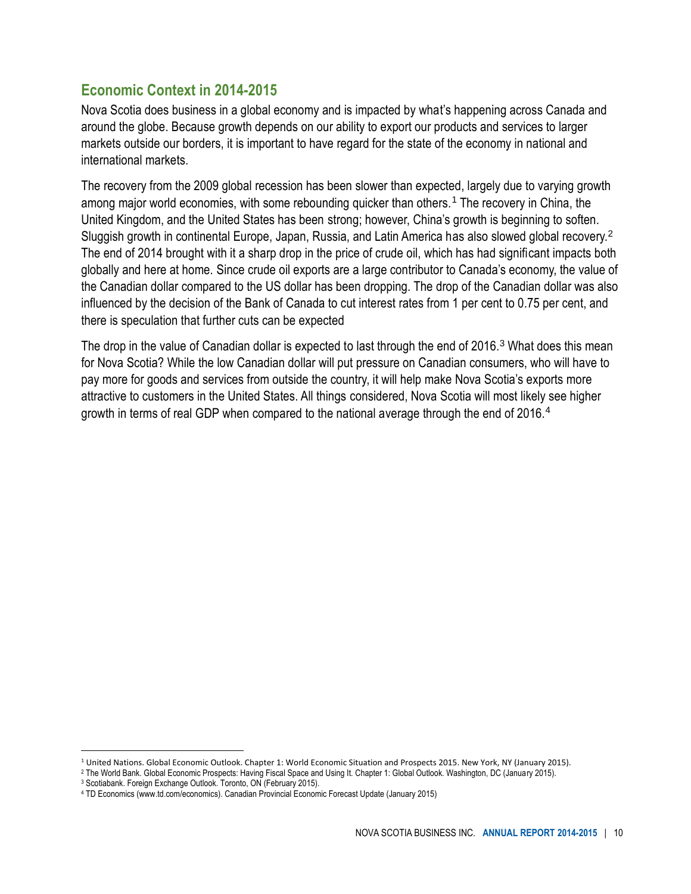## Economic Context in 2014-2015

Nova Scotia does business in a global economy and is impacted by what's happening across Canada and around the globe. Because growth depends on our ability to export our products and services to larger markets outside our borders, it is important to have regard for the state of the economy in national and international markets.

The recovery from the 2009 global recession has been slower than expected, largely due to varying growth among major world economies, with some rebounding quicker than others.[1] The recovery in China, the United Kingdom, and the United States has been strong; however, China's growth is beginning to soften. Sluggish growth in continental Europe, Japan, Russia, and Latin America has also slowed global recovery.[2] The end of 2014 brought with it a sharp drop in the price of crude oil, which has had significant impacts both globally and here at home. Since crude oil exports are a large contributor to Canada's economy, the value of the Canadian dollar compared to the US dollar has been dropping. The drop of the Canadian dollar was also influenced by the decision of the Bank of Canada to cut interest rates from 1 per cent to 0.75 per cent, and there is speculation that further cuts can be expected

The drop in the value of Canadian dollar is expected to last through the end of 2016.[3] What does this mean for Nova Scotia? While the low Canadian dollar will put pressure on Canadian consumers, who will have to pay more for goods and services from outside the country, it will help make Nova Scotia's exports more attractive to customers in the United States. All things considered, Nova Scotia will most likely see higher growth in terms of real GDP when compared to the national average through the end of 2016.[4]

---

[1] United Nations. Global Economic Outlook. Chapter 1: World Economic Situation and Prospects 2015. New York, NY (January 2015).

[2] The World Bank. Global Economic Prospects: Having Fiscal Space and Using It. Chapter 1: Global Outlook. Washington, DC (January 2015).

[3] Scotiabank. Foreign Exchange Outlook. Toronto, ON (February 2015).

[4] TD Economics (www.td.com/economics). Canadian Provincial Economic Forecast Update (January 2015)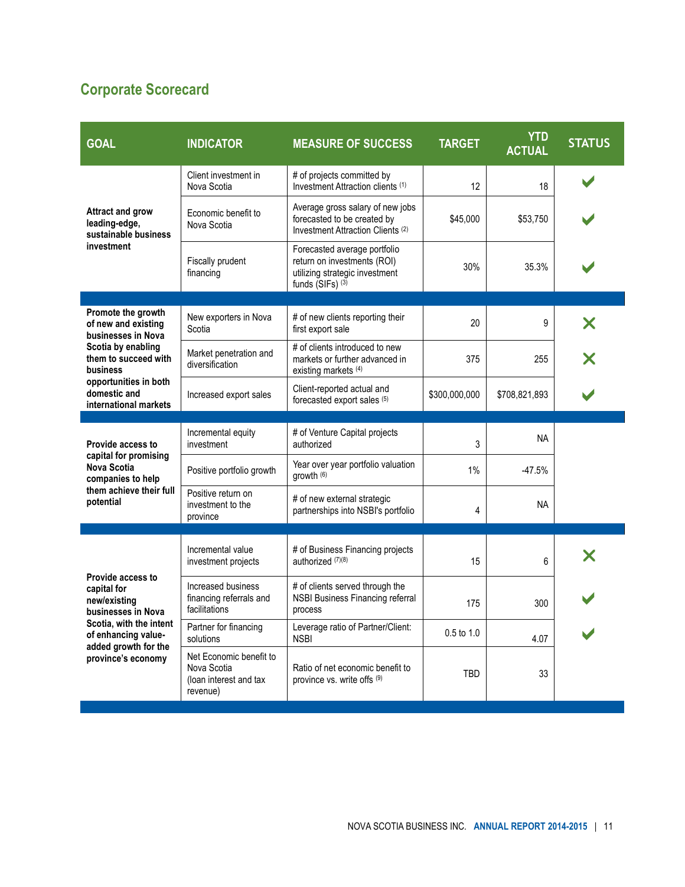## Corporate Scorecard

| GOAL | INDICATOR | MEASURE OF SUCCESS | TARGET | YTD ACTUAL | STATUS |
|---|---|---|---|---|---|
| **Attract and grow leading-edge, sustainable business investment** | Client investment in Nova Scotia | # of projects committed by Investment Attraction clients [1] | 12 | 18 | ✔ |
| | Economic benefit to Nova Scotia | Average gross salary of new jobs forecasted to be created by Investment Attraction Clients [2] | $45,000 | $53,750 | ✔ |
| | Fiscally prudent financing | Forecasted average portfolio return on investments (ROI) utilizing strategic investment funds (SIFs) [3] | 30% | 35.3% | ✔ |
| **Promote the growth of new and existing businesses in Nova Scotia by enabling them to succeed with business opportunities in both domestic and international markets** | New exporters in Nova Scotia | # of new clients reporting their first export sale | 20 | 9 | ✘ |
| | Market penetration and diversification | # of clients introduced to new markets or further advanced in existing markets [4] | 375 | 255 | ✘ |
| | Increased export sales | Client-reported actual and forecasted export sales [5] | $300,000,000 | $708,821,893 | ✔ |
| **Provide access to capital for promising Nova Scotia companies to help them achieve their full potential** | Incremental equity investment | # of Venture Capital projects authorized | 3 | NA | |
| | Positive portfolio growth | Year over year portfolio valuation growth [6] | 1% | -47.5% | |
| | Positive return on investment to the province | # of new external strategic partnerships into NSBI's portfolio | 4 | NA | |
| **Provide access to capital for new/existing businesses in Nova Scotia, with the intent of enhancing value-added growth for the province's economy** | Incremental value investment projects | # of Business Financing projects authorized [7][8] | 15 | 6 | ✘ |
| | Increased business financing referrals and facilitations | # of clients served through the NSBI Business Financing referral process | 175 | 300 | ✔ |
| | Partner for financing solutions | Leverage ratio of Partner/Client: NSBI | 0.5 to 1.0 | 4.07 | ✔ |
| | Net Economic benefit to Nova Scotia (loan interest and tax revenue) | Ratio of net economic benefit to province vs. write offs [9] | TBD | 33 | |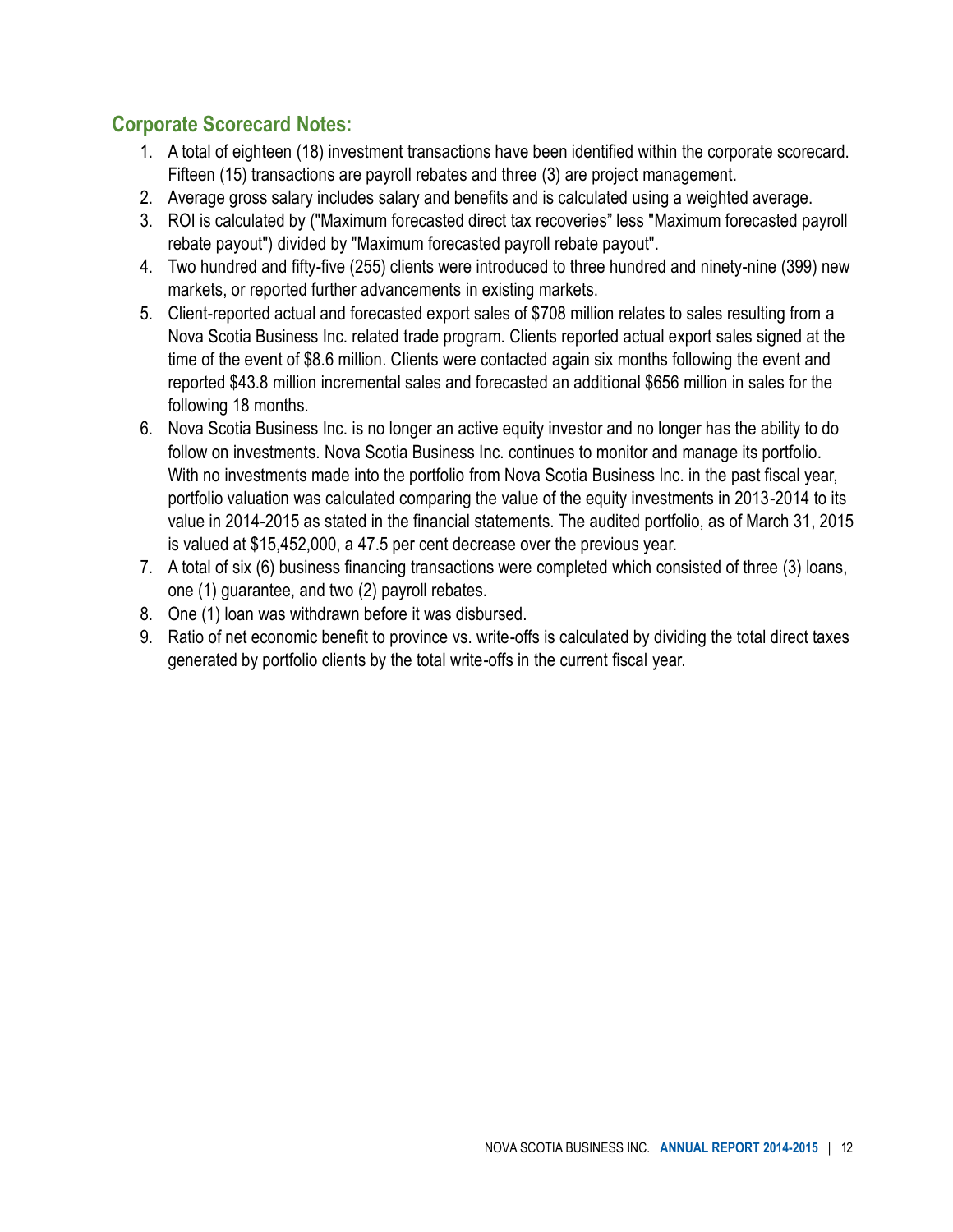## Corporate Scorecard Notes:

1. A total of eighteen (18) investment transactions have been identified within the corporate scorecard. Fifteen (15) transactions are payroll rebates and three (3) are project management.
2. Average gross salary includes salary and benefits and is calculated using a weighted average.
3. ROI is calculated by ("Maximum forecasted direct tax recoveries" less "Maximum forecasted payroll rebate payout") divided by "Maximum forecasted payroll rebate payout".
4. Two hundred and fifty-five (255) clients were introduced to three hundred and ninety-nine (399) new markets, or reported further advancements in existing markets.
5. Client-reported actual and forecasted export sales of $708 million relates to sales resulting from a Nova Scotia Business Inc. related trade program. Clients reported actual export sales signed at the time of the event of $8.6 million. Clients were contacted again six months following the event and reported $43.8 million incremental sales and forecasted an additional $656 million in sales for the following 18 months.
6. Nova Scotia Business Inc. is no longer an active equity investor and no longer has the ability to do follow on investments. Nova Scotia Business Inc. continues to monitor and manage its portfolio. With no investments made into the portfolio from Nova Scotia Business Inc. in the past fiscal year, portfolio valuation was calculated comparing the value of the equity investments in 2013-2014 to its value in 2014-2015 as stated in the financial statements. The audited portfolio, as of March 31, 2015 is valued at $15,452,000, a 47.5 per cent decrease over the previous year.
7. A total of six (6) business financing transactions were completed which consisted of three (3) loans, one (1) guarantee, and two (2) payroll rebates.
8. One (1) loan was withdrawn before it was disbursed.
9. Ratio of net economic benefit to province vs. write-offs is calculated by dividing the total direct taxes generated by portfolio clients by the total write-offs in the current fiscal year.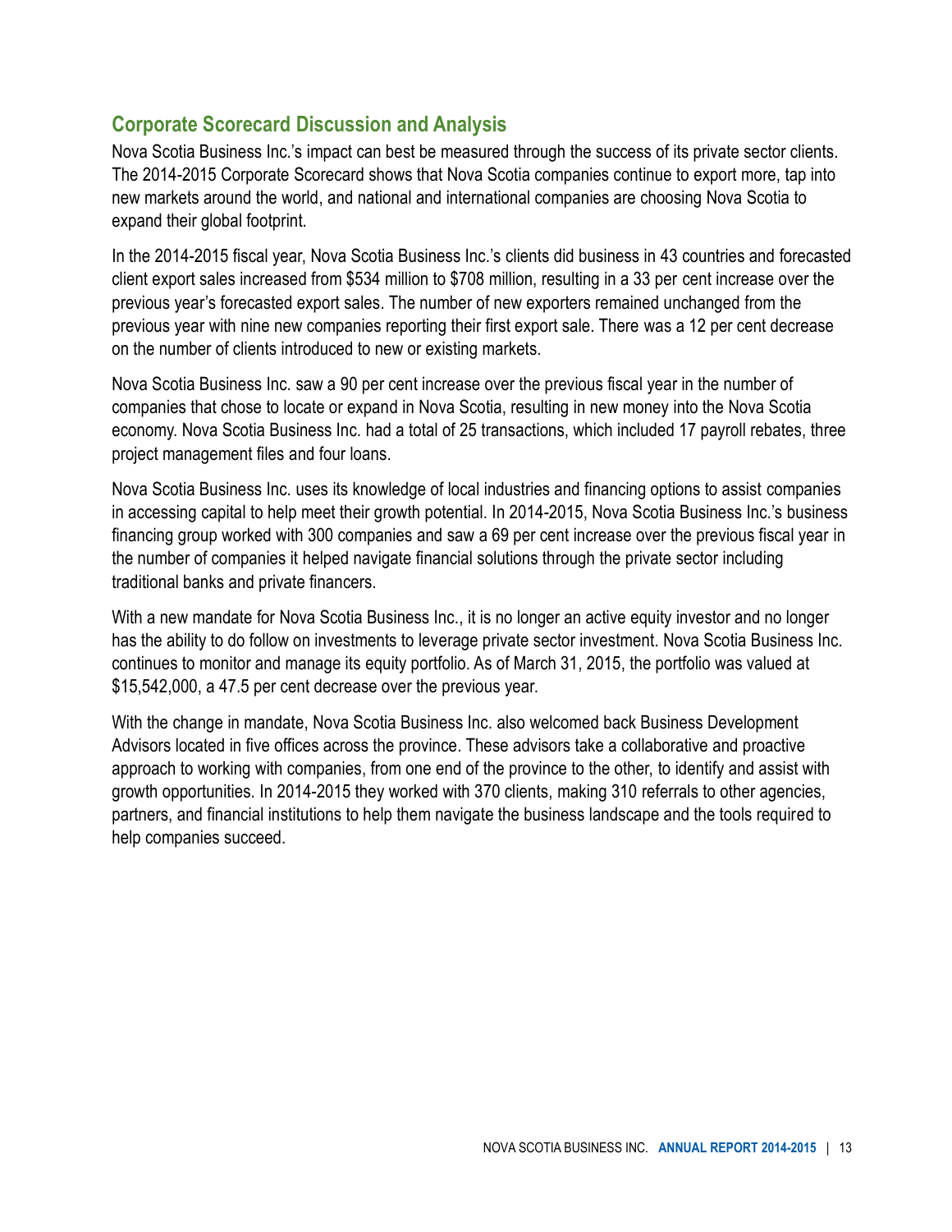## Corporate Scorecard Discussion and Analysis

Nova Scotia Business Inc.'s impact can best be measured through the success of its private sector clients. The 2014-2015 Corporate Scorecard shows that Nova Scotia companies continue to export more, tap into new markets around the world, and national and international companies are choosing Nova Scotia to expand their global footprint.

In the 2014-2015 fiscal year, Nova Scotia Business Inc.'s clients did business in 43 countries and forecasted client export sales increased from $534 million to $708 million, resulting in a 33 per cent increase over the previous year's forecasted export sales. The number of new exporters remained unchanged from the previous year with nine new companies reporting their first export sale. There was a 12 per cent decrease on the number of clients introduced to new or existing markets.

Nova Scotia Business Inc. saw a 90 per cent increase over the previous fiscal year in the number of companies that chose to locate or expand in Nova Scotia, resulting in new money into the Nova Scotia economy. Nova Scotia Business Inc. had a total of 25 transactions, which included 17 payroll rebates, three project management files and four loans.

Nova Scotia Business Inc. uses its knowledge of local industries and financing options to assist companies in accessing capital to help meet their growth potential. In 2014-2015, Nova Scotia Business Inc.'s business financing group worked with 300 companies and saw a 69 per cent increase over the previous fiscal year in the number of companies it helped navigate financial solutions through the private sector including traditional banks and private financers.

With a new mandate for Nova Scotia Business Inc., it is no longer an active equity investor and no longer has the ability to do follow on investments to leverage private sector investment. Nova Scotia Business Inc. continues to monitor and manage its equity portfolio. As of March 31, 2015, the portfolio was valued at $15,542,000, a 47.5 per cent decrease over the previous year.

With the change in mandate, Nova Scotia Business Inc. also welcomed back Business Development Advisors located in five offices across the province. These advisors take a collaborative and proactive approach to working with companies, from one end of the province to the other, to identify and assist with growth opportunities. In 2014-2015 they worked with 370 clients, making 310 referrals to other agencies, partners, and financial institutions to help them navigate the business landscape and the tools required to help companies succeed.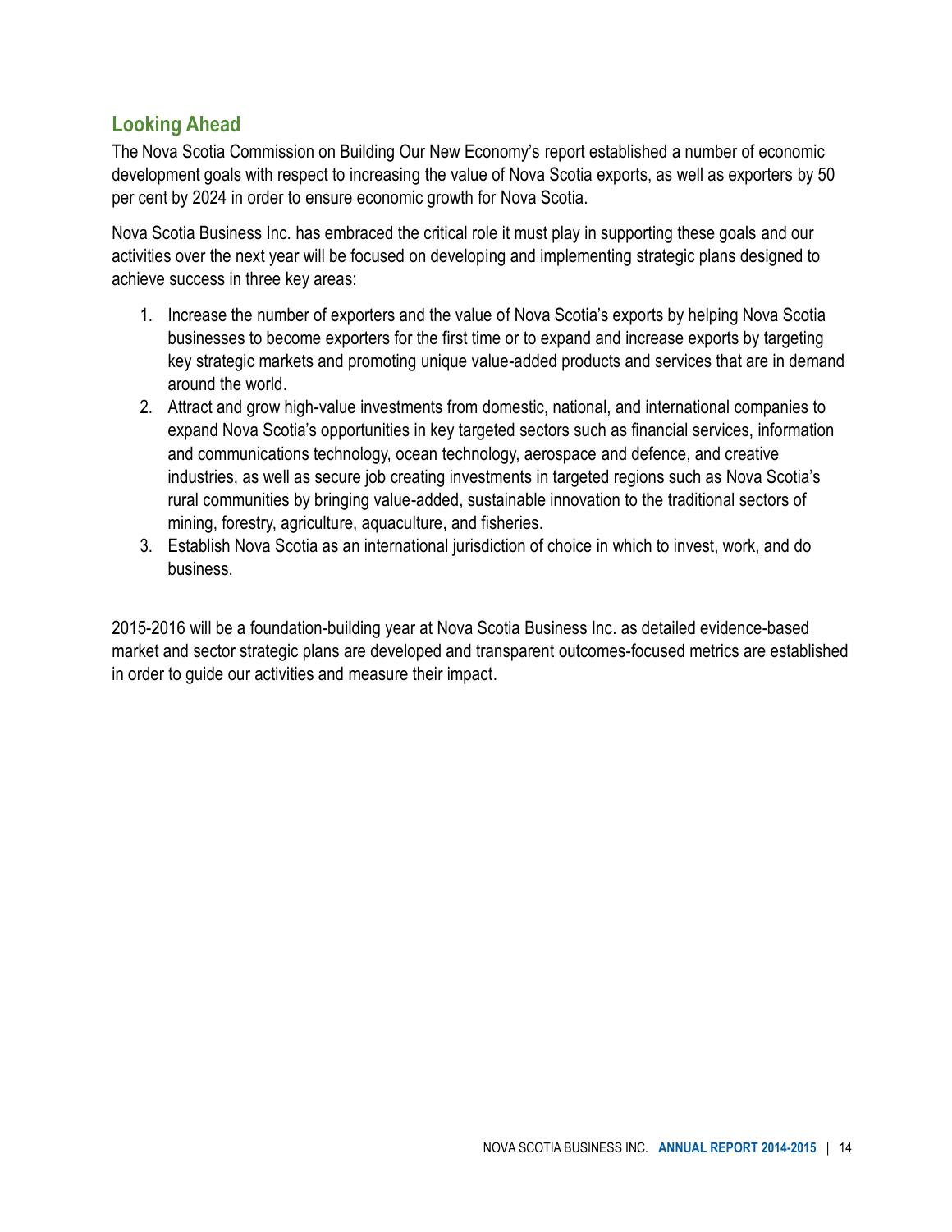## Looking Ahead

The Nova Scotia Commission on Building Our New Economy's report established a number of economic development goals with respect to increasing the value of Nova Scotia exports, as well as exporters by 50 per cent by 2024 in order to ensure economic growth for Nova Scotia.

Nova Scotia Business Inc. has embraced the critical role it must play in supporting these goals and our activities over the next year will be focused on developing and implementing strategic plans designed to achieve success in three key areas:

1. Increase the number of exporters and the value of Nova Scotia's exports by helping Nova Scotia businesses to become exporters for the first time or to expand and increase exports by targeting key strategic markets and promoting unique value-added products and services that are in demand around the world.
2. Attract and grow high-value investments from domestic, national, and international companies to expand Nova Scotia's opportunities in key targeted sectors such as financial services, information and communications technology, ocean technology, aerospace and defence, and creative industries, as well as secure job creating investments in targeted regions such as Nova Scotia's rural communities by bringing value-added, sustainable innovation to the traditional sectors of mining, forestry, agriculture, aquaculture, and fisheries.
3. Establish Nova Scotia as an international jurisdiction of choice in which to invest, work, and do business.

2015-2016 will be a foundation-building year at Nova Scotia Business Inc. as detailed evidence-based market and sector strategic plans are developed and transparent outcomes-focused metrics are established in order to guide our activities and measure their impact.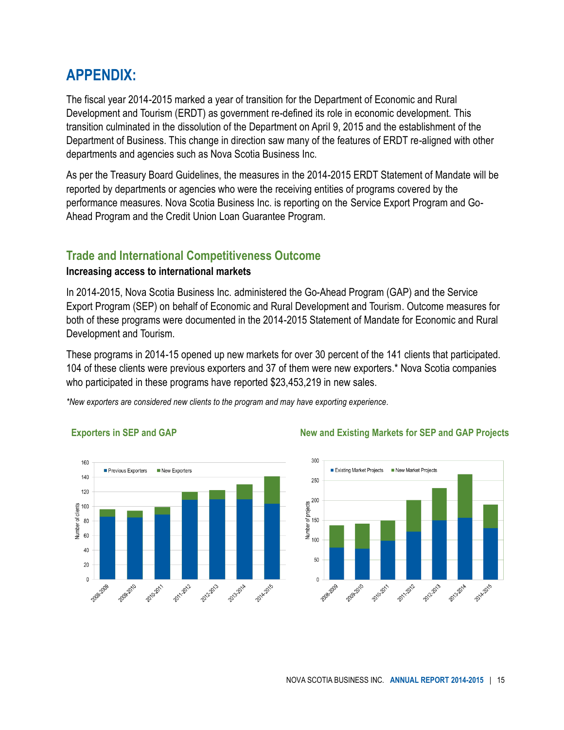# APPENDIX:

The fiscal year 2014-2015 marked a year of transition for the Department of Economic and Rural Development and Tourism (ERDT) as government re-defined its role in economic development. This transition culminated in the dissolution of the Department on April 9, 2015 and the establishment of the Department of Business. This change in direction saw many of the features of ERDT re-aligned with other departments and agencies such as Nova Scotia Business Inc.

As per the Treasury Board Guidelines, the measures in the 2014-2015 ERDT Statement of Mandate will be reported by departments or agencies who were the receiving entities of programs covered by the performance measures. Nova Scotia Business Inc. is reporting on the Service Export Program and Go-Ahead Program and the Credit Union Loan Guarantee Program.

## Trade and International Competitiveness Outcome

**Increasing access to international markets**

In 2014-2015, Nova Scotia Business Inc. administered the Go-Ahead Program (GAP) and the Service Export Program (SEP) on behalf of Economic and Rural Development and Tourism. Outcome measures for both of these programs were documented in the 2014-2015 Statement of Mandate for Economic and Rural Development and Tourism.

These programs in 2014-15 opened up new markets for over 30 percent of the 141 clients that participated. 104 of these clients were previous exporters and 37 of them were new exporters.* Nova Scotia companies who participated in these programs have reported $23,453,219 in new sales.

*\*New exporters are considered new clients to the program and may have exporting experience.*

### Exporters in SEP and GAP

### New and Existing Markets for SEP and GAP Projects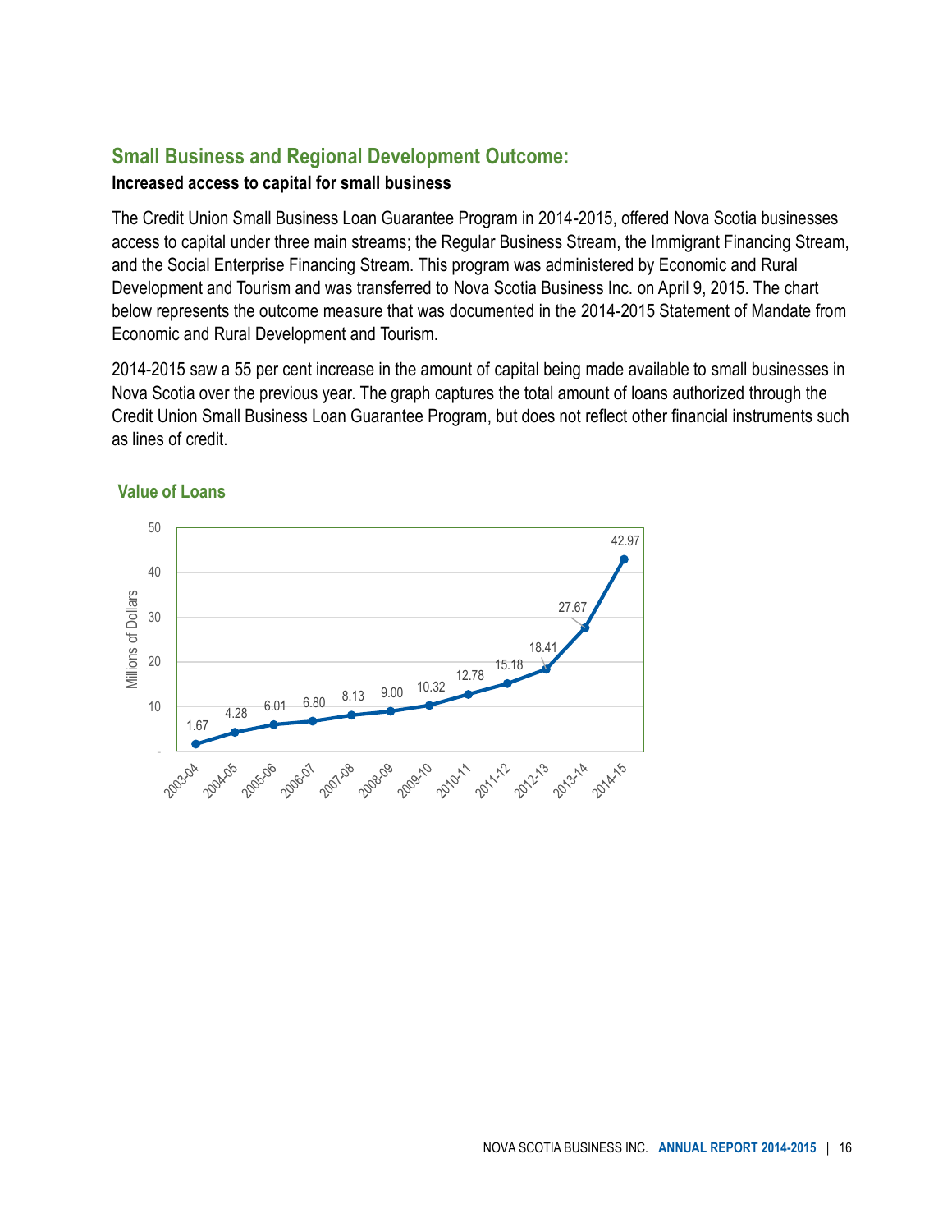## Small Business and Regional Development Outcome:

**Increased access to capital for small business**

The Credit Union Small Business Loan Guarantee Program in 2014-2015, offered Nova Scotia businesses access to capital under three main streams; the Regular Business Stream, the Immigrant Financing Stream, and the Social Enterprise Financing Stream. This program was administered by Economic and Rural Development and Tourism and was transferred to Nova Scotia Business Inc. on April 9, 2015. The chart below represents the outcome measure that was documented in the 2014-2015 Statement of Mandate from Economic and Rural Development and Tourism.

2014-2015 saw a 55 per cent increase in the amount of capital being made available to small businesses in Nova Scotia over the previous year. The graph captures the total amount of loans authorized through the Credit Union Small Business Loan Guarantee Program, but does not reflect other financial instruments such as lines of credit.

### Value of Loans

| Year | Millions of Dollars |
|---|---|
| 2003-04 | 1.67 |
| 2004-05 | 4.28 |
| 2005-06 | 6.01 |
| 2006-07 | 6.80 |
| 2007-08 | 8.13 |
| 2008-09 | 9.00 |
| 2009-10 | 10.32 |
| 2010-11 | 12.78 |
| 2011-12 | 15.18 |
| 2012-13 | 18.41 |
| 2013-14 | 27.67 |
| 2014-15 | 42.97 |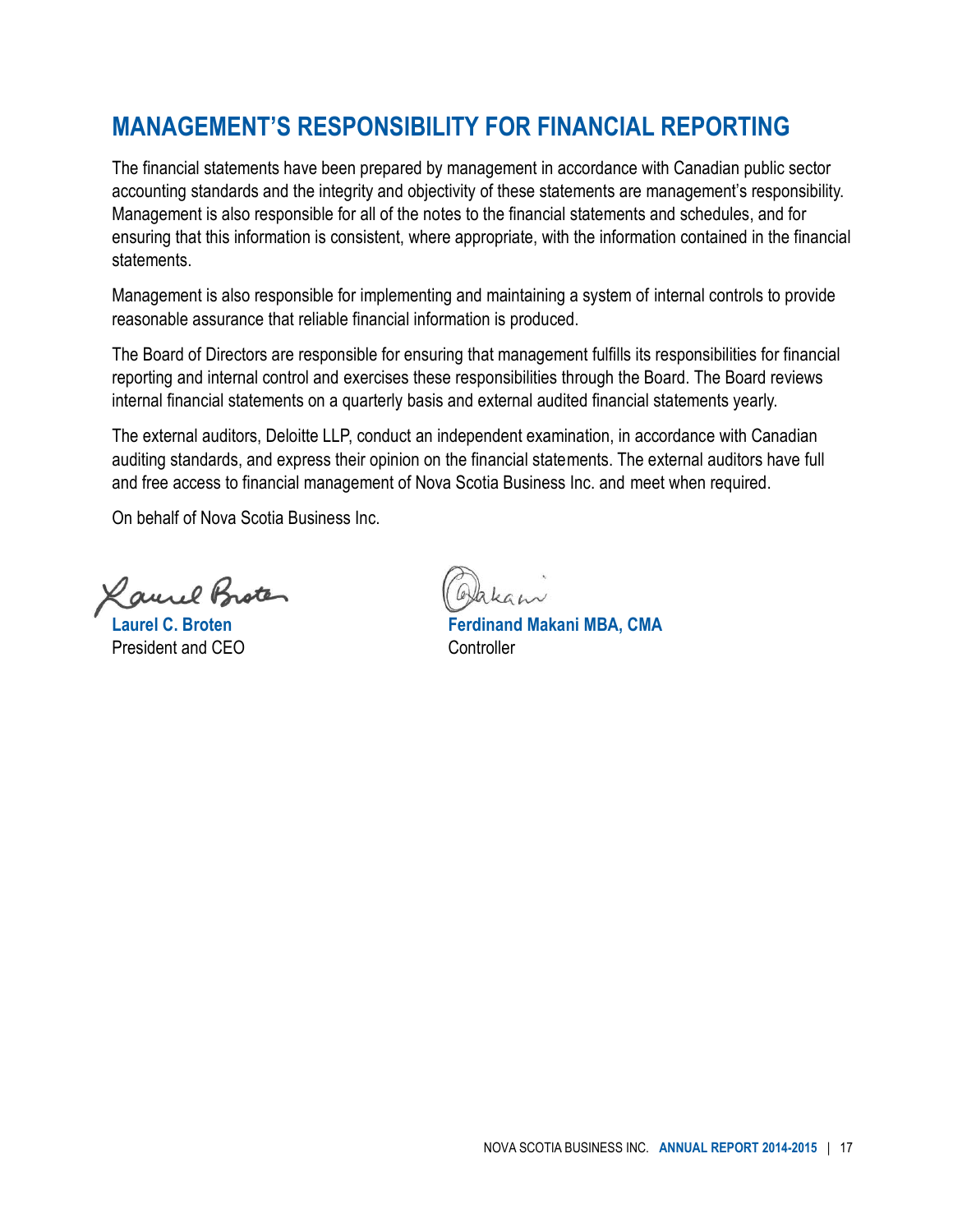## MANAGEMENT'S RESPONSIBILITY FOR FINANCIAL REPORTING

The financial statements have been prepared by management in accordance with Canadian public sector accounting standards and the integrity and objectivity of these statements are management's responsibility. Management is also responsible for all of the notes to the financial statements and schedules, and for ensuring that this information is consistent, where appropriate, with the information contained in the financial statements.

Management is also responsible for implementing and maintaining a system of internal controls to provide reasonable assurance that reliable financial information is produced.

The Board of Directors are responsible for ensuring that management fulfills its responsibilities for financial reporting and internal control and exercises these responsibilities through the Board. The Board reviews internal financial statements on a quarterly basis and external audited financial statements yearly.

The external auditors, Deloitte LLP, conduct an independent examination, in accordance with Canadian auditing standards, and express their opinion on the financial statements. The external auditors have full and free access to financial management of Nova Scotia Business Inc. and meet when required.

On behalf of Nova Scotia Business Inc.

**Laurel C. Broten**
President and CEO

**Ferdinand Makani MBA, CMA**
Controller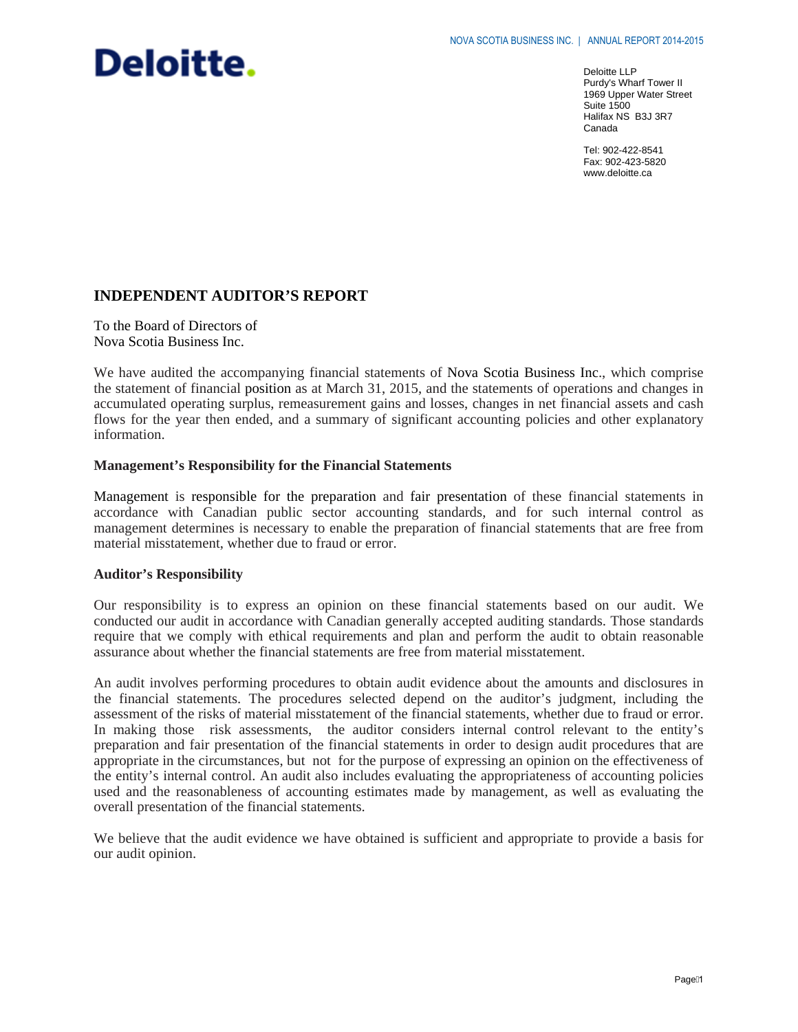Deloitte.

Deloitte LLP
Purdy's Wharf Tower II
1969 Upper Water Street
Suite 1500
Halifax NS B3J 3R7
Canada

Tel: 902-422-8541
Fax: 902-423-5820
www.deloitte.ca

## INDEPENDENT AUDITOR'S REPORT

To the Board of Directors of
Nova Scotia Business Inc.

We have audited the accompanying financial statements of Nova Scotia Business Inc., which comprise the statement of financial position as at March 31, 2015, and the statements of operations and changes in accumulated operating surplus, remeasurement gains and losses, changes in net financial assets and cash flows for the year then ended, and a summary of significant accounting policies and other explanatory information.

### Management's Responsibility for the Financial Statements

Management is responsible for the preparation and fair presentation of these financial statements in accordance with Canadian public sector accounting standards, and for such internal control as management determines is necessary to enable the preparation of financial statements that are free from material misstatement, whether due to fraud or error.

### Auditor's Responsibility

Our responsibility is to express an opinion on these financial statements based on our audit. We conducted our audit in accordance with Canadian generally accepted auditing standards. Those standards require that we comply with ethical requirements and plan and perform the audit to obtain reasonable assurance about whether the financial statements are free from material misstatement.

An audit involves performing procedures to obtain audit evidence about the amounts and disclosures in the financial statements. The procedures selected depend on the auditor's judgment, including the assessment of the risks of material misstatement of the financial statements, whether due to fraud or error. In making those risk assessments, the auditor considers internal control relevant to the entity's preparation and fair presentation of the financial statements in order to design audit procedures that are appropriate in the circumstances, but not for the purpose of expressing an opinion on the effectiveness of the entity's internal control. An audit also includes evaluating the appropriateness of accounting policies used and the reasonableness of accounting estimates made by management, as well as evaluating the overall presentation of the financial statements.

We believe that the audit evidence we have obtained is sufficient and appropriate to provide a basis for our audit opinion.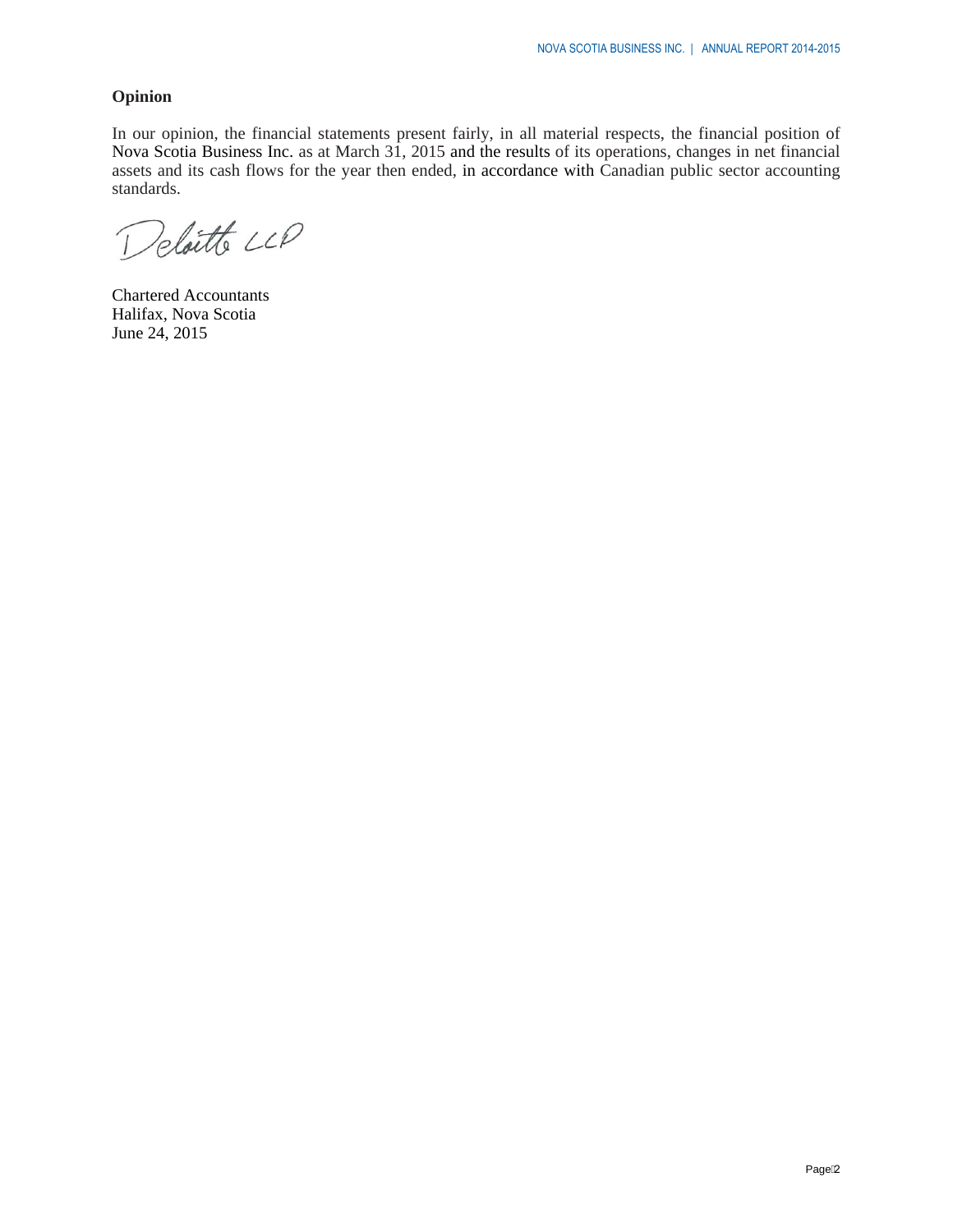**Opinion**

In our opinion, the financial statements present fairly, in all material respects, the financial position of Nova Scotia Business Inc. as at March 31, 2015 and the results of its operations, changes in net financial assets and its cash flows for the year then ended, in accordance with Canadian public sector accounting standards.

Deloitte LLP

Chartered Accountants
Halifax, Nova Scotia
June 24, 2015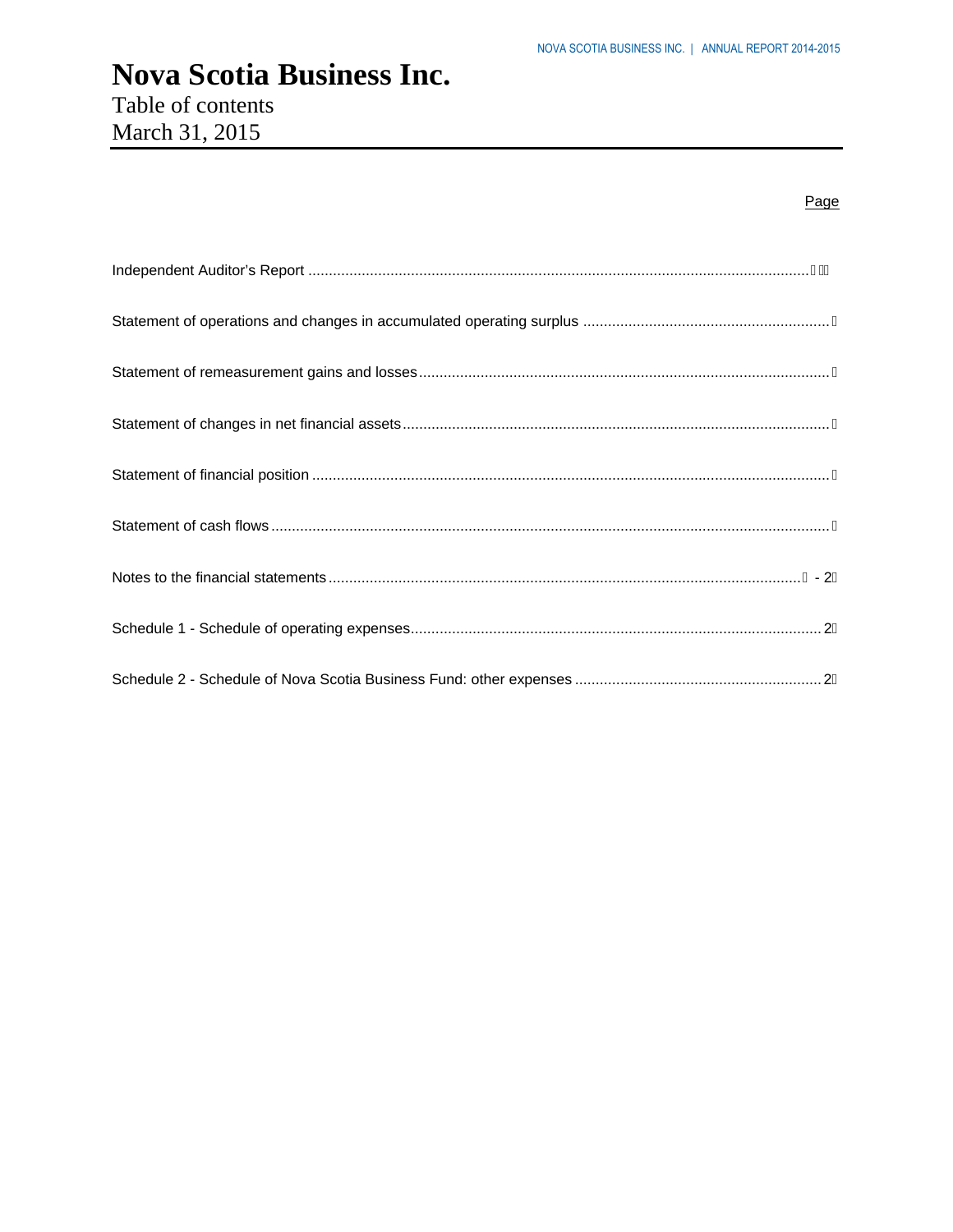# Nova Scotia Business Inc.

Table of contents
March 31, 2015

| | Page |
|---|---|
| Independent Auditor's Report | |
| Statement of operations and changes in accumulated operating surplus | |
| Statement of remeasurement gains and losses | |
| Statement of changes in net financial assets | |
| Statement of financial position | |
| Statement of cash flows | |
| Notes to the financial statements | - 2 |
| Schedule 1 - Schedule of operating expenses | 2 |
| Schedule 2 - Schedule of Nova Scotia Business Fund: other expenses | 2 |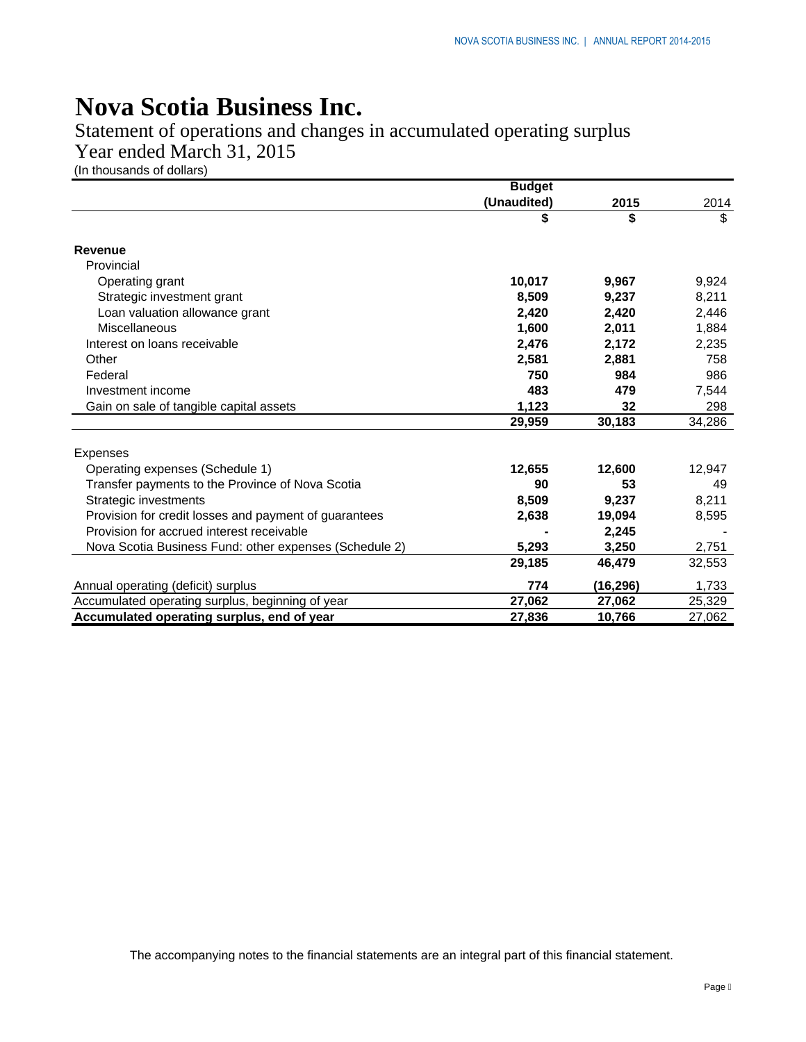# Nova Scotia Business Inc.

Statement of operations and changes in accumulated operating surplus
Year ended March 31, 2015
(In thousands of dollars)

| | Budget (Unaudited) | 2015 | 2014 |
|---|---|---|---|
| | **$** | **$** | $ |
| **Revenue** | | | |
| Provincial | | | |
| Operating grant | **10,017** | **9,967** | 9,924 |
| Strategic investment grant | **8,509** | **9,237** | 8,211 |
| Loan valuation allowance grant | **2,420** | **2,420** | 2,446 |
| Miscellaneous | **1,600** | **2,011** | 1,884 |
| Interest on loans receivable | **2,476** | **2,172** | 2,235 |
| Other | **2,581** | **2,881** | 758 |
| Federal | **750** | **984** | 986 |
| Investment income | **483** | **479** | 7,544 |
| Gain on sale of tangible capital assets | **1,123** | **32** | 298 |
| | **29,959** | **30,183** | 34,286 |
| Expenses | | | |
| Operating expenses (Schedule 1) | **12,655** | **12,600** | 12,947 |
| Transfer payments to the Province of Nova Scotia | **90** | **53** | 49 |
| Strategic investments | **8,509** | **9,237** | 8,211 |
| Provision for credit losses and payment of guarantees | **2,638** | **19,094** | 8,595 |
| Provision for accrued interest receivable | **-** | **2,245** | - |
| Nova Scotia Business Fund: other expenses (Schedule 2) | **5,293** | **3,250** | 2,751 |
| | **29,185** | **46,479** | 32,553 |
| Annual operating (deficit) surplus | **774** | **(16,296)** | 1,733 |
| Accumulated operating surplus, beginning of year | **27,062** | **27,062** | 25,329 |
| **Accumulated operating surplus, end of year** | **27,836** | **10,766** | 27,062 |

The accompanying notes to the financial statements are an integral part of this financial statement.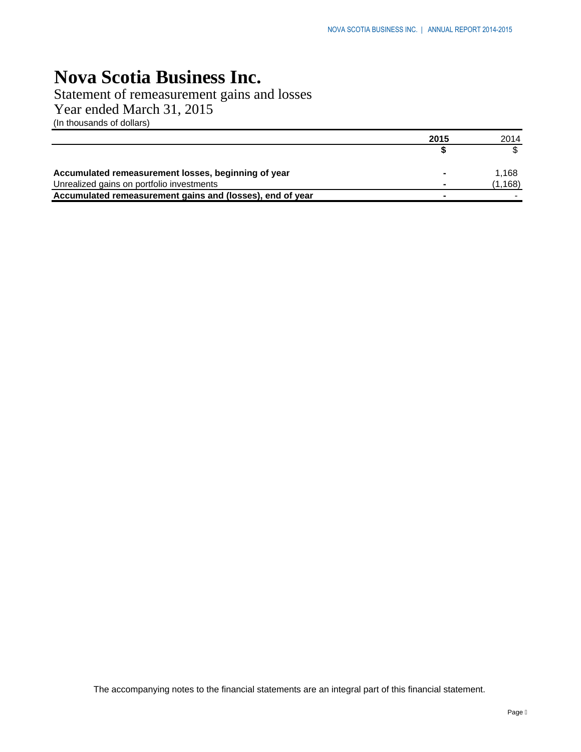# Nova Scotia Business Inc.

Statement of remeasurement gains and losses

Year ended March 31, 2015

(In thousands of dollars)

| | **2015** | 2014 |
|---|---|---|
| | **$** | $ |
| **Accumulated remeasurement losses, beginning of year** | **-** | 1,168 |
| Unrealized gains on portfolio investments | **-** | (1,168) |
| **Accumulated remeasurement gains and (losses), end of year** | **-** | - |

The accompanying notes to the financial statements are an integral part of this financial statement.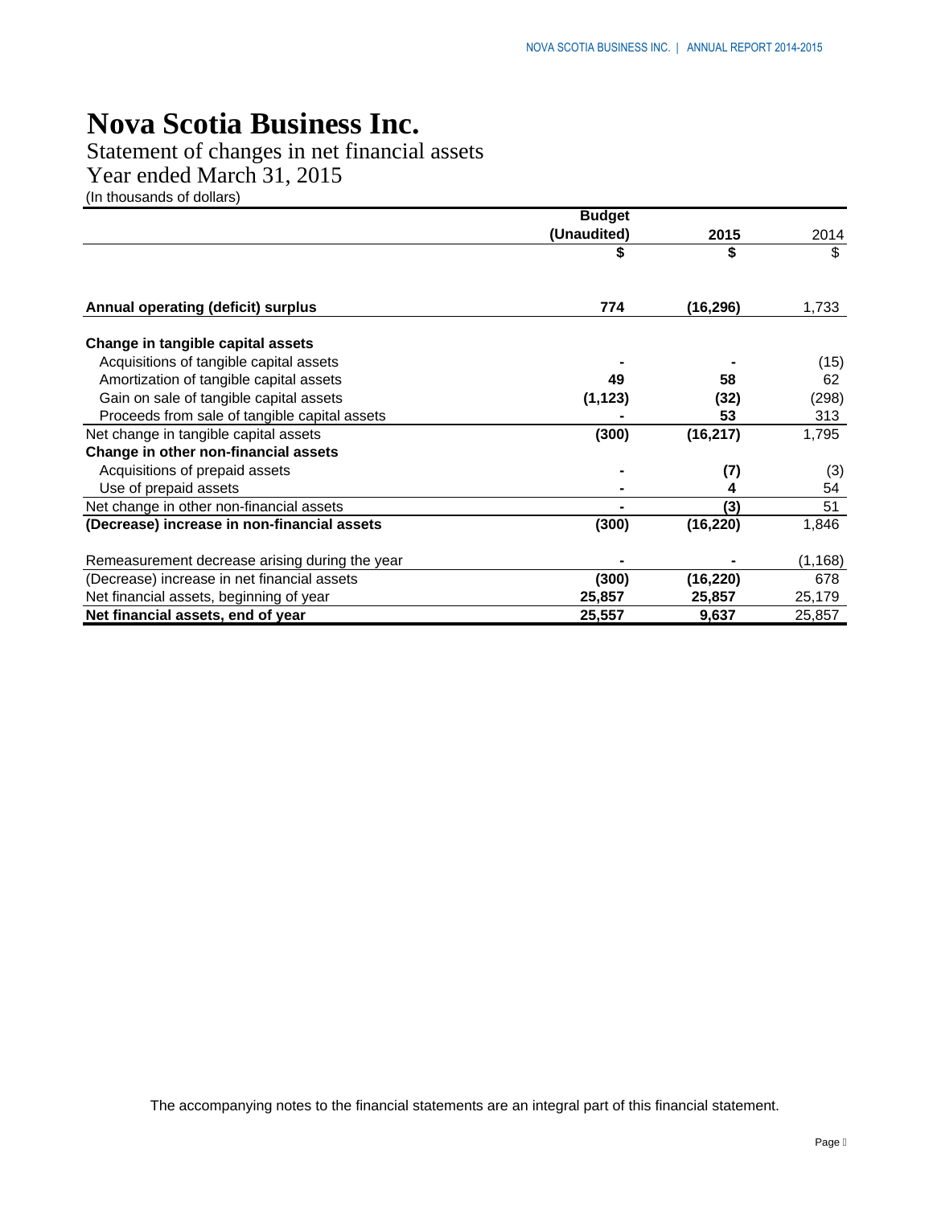# Nova Scotia Business Inc.

Statement of changes in net financial assets
Year ended March 31, 2015
(In thousands of dollars)

| | Budget (Unaudited) | 2015 | 2014 |
|---|---|---|---|
| | $ | $ | $ |
| **Annual operating (deficit) surplus** | **774** | **(16,296)** | 1,733 |
| **Change in tangible capital assets** | | | |
| Acquisitions of tangible capital assets | **-** | **-** | (15) |
| Amortization of tangible capital assets | **49** | **58** | 62 |
| Gain on sale of tangible capital assets | **(1,123)** | **(32)** | (298) |
| Proceeds from sale of tangible capital assets | **-** | **53** | 313 |
| Net change in tangible capital assets | **(300)** | **(16,217)** | 1,795 |
| **Change in other non-financial assets** | | | |
| Acquisitions of prepaid assets | **-** | **(7)** | (3) |
| Use of prepaid assets | **-** | **4** | 54 |
| Net change in other non-financial assets | **-** | **(3)** | 51 |
| **(Decrease) increase in non-financial assets** | **(300)** | **(16,220)** | 1,846 |
| Remeasurement decrease arising during the year | **-** | **-** | (1,168) |
| (Decrease) increase in net financial assets | **(300)** | **(16,220)** | 678 |
| Net financial assets, beginning of year | **25,857** | **25,857** | 25,179 |
| **Net financial assets, end of year** | **25,557** | **9,637** | 25,857 |

The accompanying notes to the financial statements are an integral part of this financial statement.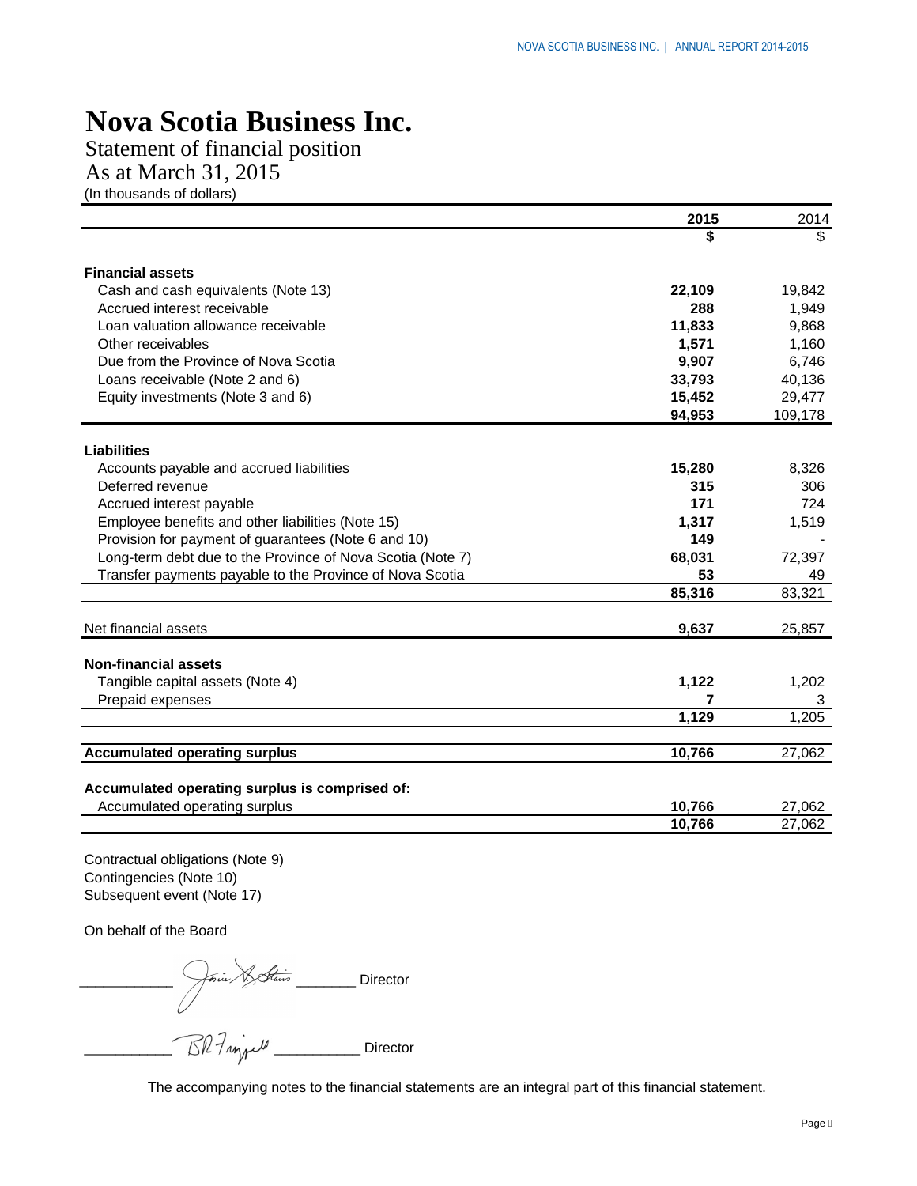# Nova Scotia Business Inc.

Statement of financial position

As at March 31, 2015

(In thousands of dollars)

| | 2015 | 2014 |
|---|---|---|
| | **$** | $ |
| **Financial assets** | | |
| Cash and cash equivalents (Note 13) | **22,109** | 19,842 |
| Accrued interest receivable | **288** | 1,949 |
| Loan valuation allowance receivable | **11,833** | 9,868 |
| Other receivables | **1,571** | 1,160 |
| Due from the Province of Nova Scotia | **9,907** | 6,746 |
| Loans receivable (Note 2 and 6) | **33,793** | 40,136 |
| Equity investments (Note 3 and 6) | **15,452** | 29,477 |
| | **94,953** | 109,178 |
| **Liabilities** | | |
| Accounts payable and accrued liabilities | **15,280** | 8,326 |
| Deferred revenue | **315** | 306 |
| Accrued interest payable | **171** | 724 |
| Employee benefits and other liabilities (Note 15) | **1,317** | 1,519 |
| Provision for payment of guarantees (Note 6 and 10) | **149** | - |
| Long-term debt due to the Province of Nova Scotia (Note 7) | **68,031** | 72,397 |
| Transfer payments payable to the Province of Nova Scotia | **53** | 49 |
| | **85,316** | 83,321 |
| Net financial assets | **9,637** | 25,857 |
| **Non-financial assets** | | |
| Tangible capital assets (Note 4) | **1,122** | 1,202 |
| Prepaid expenses | **7** | 3 |
| | **1,129** | 1,205 |
| **Accumulated operating surplus** | **10,766** | 27,062 |
| **Accumulated operating surplus is comprised of:** | | |
| Accumulated operating surplus | **10,766** | 27,062 |
| | **10,766** | 27,062 |

Contractual obligations (Note 9)

Contingencies (Note 10)

Subsequent event (Note 17)

On behalf of the Board

_______________ Director

_______________ Director

The accompanying notes to the financial statements are an integral part of this financial statement.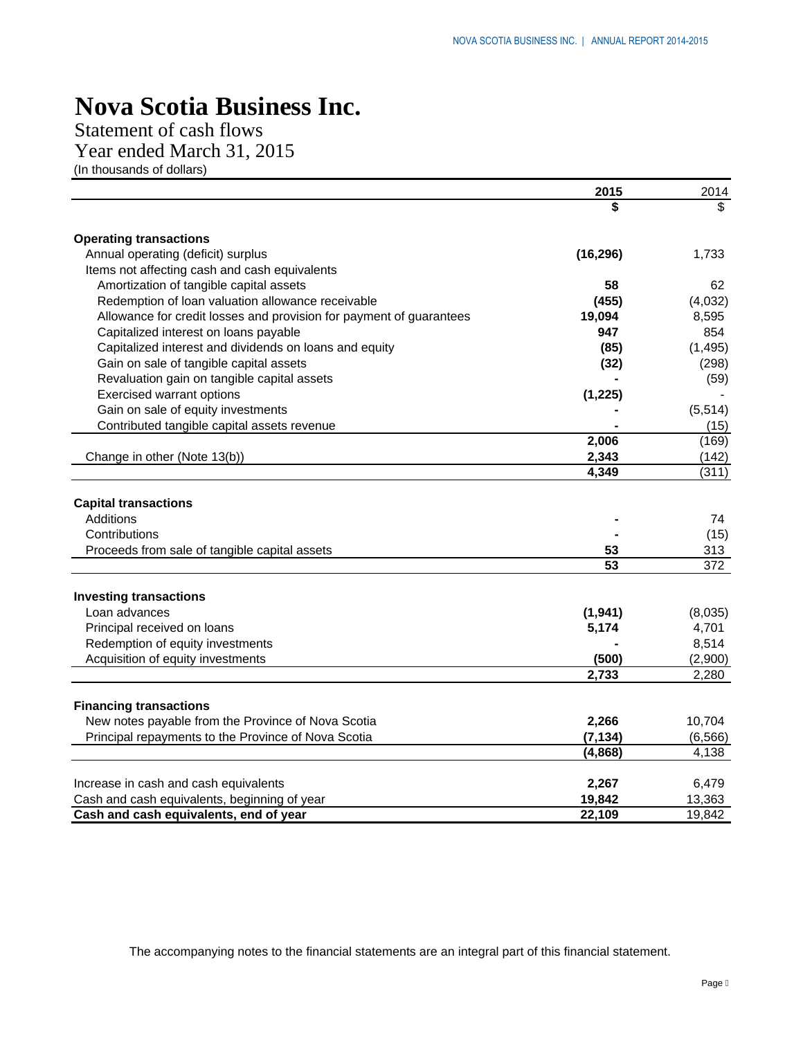# Nova Scotia Business Inc.

Statement of cash flows
Year ended March 31, 2015
(In thousands of dollars)

| | 2015 | 2014 |
|---|---|---|
| | **$** | $ |
| **Operating transactions** | | |
| Annual operating (deficit) surplus | **(16,296)** | 1,733 |
| Items not affecting cash and cash equivalents | | |
| Amortization of tangible capital assets | **58** | 62 |
| Redemption of loan valuation allowance receivable | **(455)** | (4,032) |
| Allowance for credit losses and provision for payment of guarantees | **19,094** | 8,595 |
| Capitalized interest on loans payable | **947** | 854 |
| Capitalized interest and dividends on loans and equity | **(85)** | (1,495) |
| Gain on sale of tangible capital assets | **(32)** | (298) |
| Revaluation gain on tangible capital assets | **-** | (59) |
| Exercised warrant options | **(1,225)** | - |
| Gain on sale of equity investments | **-** | (5,514) |
| Contributed tangible capital assets revenue | **-** | (15) |
| | **2,006** | (169) |
| Change in other (Note 13(b)) | **2,343** | (142) |
| | **4,349** | (311) |
| **Capital transactions** | | |
| Additions | **-** | 74 |
| Contributions | **-** | (15) |
| Proceeds from sale of tangible capital assets | **53** | 313 |
| | **53** | 372 |
| **Investing transactions** | | |
| Loan advances | **(1,941)** | (8,035) |
| Principal received on loans | **5,174** | 4,701 |
| Redemption of equity investments | **-** | 8,514 |
| Acquisition of equity investments | **(500)** | (2,900) |
| | **2,733** | 2,280 |
| **Financing transactions** | | |
| New notes payable from the Province of Nova Scotia | **2,266** | 10,704 |
| Principal repayments to the Province of Nova Scotia | **(7,134)** | (6,566) |
| | **(4,868)** | 4,138 |
| Increase in cash and cash equivalents | **2,267** | 6,479 |
| Cash and cash equivalents, beginning of year | **19,842** | 13,363 |
| **Cash and cash equivalents, end of year** | **22,109** | 19,842 |

The accompanying notes to the financial statements are an integral part of this financial statement.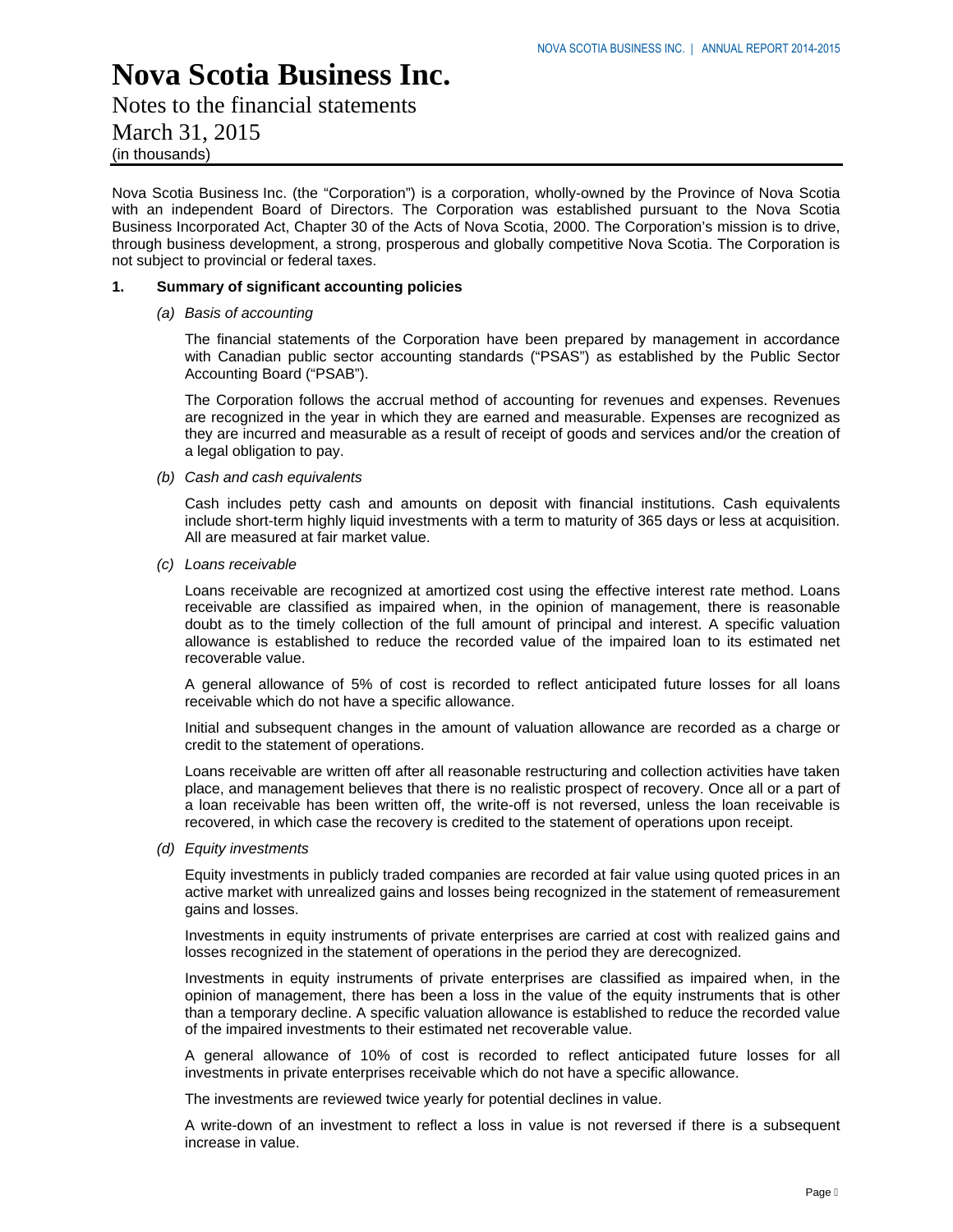# Nova Scotia Business Inc.

Notes to the financial statements
March 31, 2015
(in thousands)

Nova Scotia Business Inc. (the "Corporation") is a corporation, wholly-owned by the Province of Nova Scotia with an independent Board of Directors. The Corporation was established pursuant to the Nova Scotia Business Incorporated Act, Chapter 30 of the Acts of Nova Scotia, 2000. The Corporation's mission is to drive, through business development, a strong, prosperous and globally competitive Nova Scotia. The Corporation is not subject to provincial or federal taxes.

**1. Summary of significant accounting policies**

*(a) Basis of accounting*

The financial statements of the Corporation have been prepared by management in accordance with Canadian public sector accounting standards ("PSAS") as established by the Public Sector Accounting Board ("PSAB").

The Corporation follows the accrual method of accounting for revenues and expenses. Revenues are recognized in the year in which they are earned and measurable. Expenses are recognized as they are incurred and measurable as a result of receipt of goods and services and/or the creation of a legal obligation to pay.

*(b) Cash and cash equivalents*

Cash includes petty cash and amounts on deposit with financial institutions. Cash equivalents include short-term highly liquid investments with a term to maturity of 365 days or less at acquisition. All are measured at fair market value.

*(c) Loans receivable*

Loans receivable are recognized at amortized cost using the effective interest rate method. Loans receivable are classified as impaired when, in the opinion of management, there is reasonable doubt as to the timely collection of the full amount of principal and interest. A specific valuation allowance is established to reduce the recorded value of the impaired loan to its estimated net recoverable value.

A general allowance of 5% of cost is recorded to reflect anticipated future losses for all loans receivable which do not have a specific allowance.

Initial and subsequent changes in the amount of valuation allowance are recorded as a charge or credit to the statement of operations.

Loans receivable are written off after all reasonable restructuring and collection activities have taken place, and management believes that there is no realistic prospect of recovery. Once all or a part of a loan receivable has been written off, the write-off is not reversed, unless the loan receivable is recovered, in which case the recovery is credited to the statement of operations upon receipt.

*(d) Equity investments*

Equity investments in publicly traded companies are recorded at fair value using quoted prices in an active market with unrealized gains and losses being recognized in the statement of remeasurement gains and losses.

Investments in equity instruments of private enterprises are carried at cost with realized gains and losses recognized in the statement of operations in the period they are derecognized.

Investments in equity instruments of private enterprises are classified as impaired when, in the opinion of management, there has been a loss in the value of the equity instruments that is other than a temporary decline. A specific valuation allowance is established to reduce the recorded value of the impaired investments to their estimated net recoverable value.

A general allowance of 10% of cost is recorded to reflect anticipated future losses for all investments in private enterprises receivable which do not have a specific allowance.

The investments are reviewed twice yearly for potential declines in value.

A write-down of an investment to reflect a loss in value is not reversed if there is a subsequent increase in value.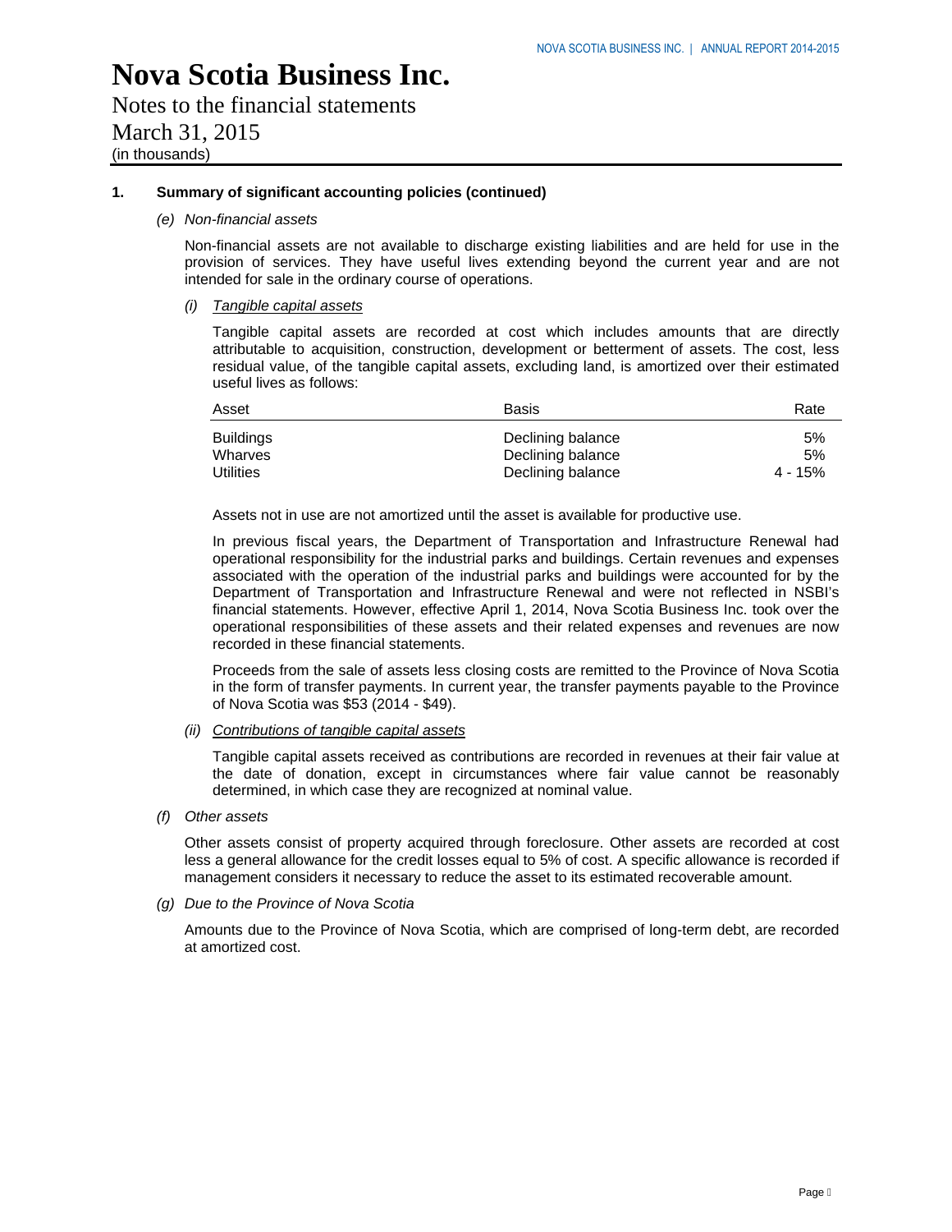# Nova Scotia Business Inc.

Notes to the financial statements
March 31, 2015
(in thousands)

**1. Summary of significant accounting policies (continued)**

*(e) Non-financial assets*

Non-financial assets are not available to discharge existing liabilities and are held for use in the provision of services. They have useful lives extending beyond the current year and are not intended for sale in the ordinary course of operations.

*(i) Tangible capital assets*

Tangible capital assets are recorded at cost which includes amounts that are directly attributable to acquisition, construction, development or betterment of assets. The cost, less residual value, of the tangible capital assets, excluding land, is amortized over their estimated useful lives as follows:

| Asset | Basis | Rate |
|---|---|---|
| Buildings | Declining balance | 5% |
| Wharves | Declining balance | 5% |
| Utilities | Declining balance | 4 - 15% |

Assets not in use are not amortized until the asset is available for productive use.

In previous fiscal years, the Department of Transportation and Infrastructure Renewal had operational responsibility for the industrial parks and buildings. Certain revenues and expenses associated with the operation of the industrial parks and buildings were accounted for by the Department of Transportation and Infrastructure Renewal and were not reflected in NSBI's financial statements. However, effective April 1, 2014, Nova Scotia Business Inc. took over the operational responsibilities of these assets and their related expenses and revenues are now recorded in these financial statements.

Proceeds from the sale of assets less closing costs are remitted to the Province of Nova Scotia in the form of transfer payments. In current year, the transfer payments payable to the Province of Nova Scotia was $53 (2014 - $49).

*(ii) Contributions of tangible capital assets*

Tangible capital assets received as contributions are recorded in revenues at their fair value at the date of donation, except in circumstances where fair value cannot be reasonably determined, in which case they are recognized at nominal value.

*(f) Other assets*

Other assets consist of property acquired through foreclosure. Other assets are recorded at cost less a general allowance for the credit losses equal to 5% of cost. A specific allowance is recorded if management considers it necessary to reduce the asset to its estimated recoverable amount.

*(g) Due to the Province of Nova Scotia*

Amounts due to the Province of Nova Scotia, which are comprised of long-term debt, are recorded at amortized cost.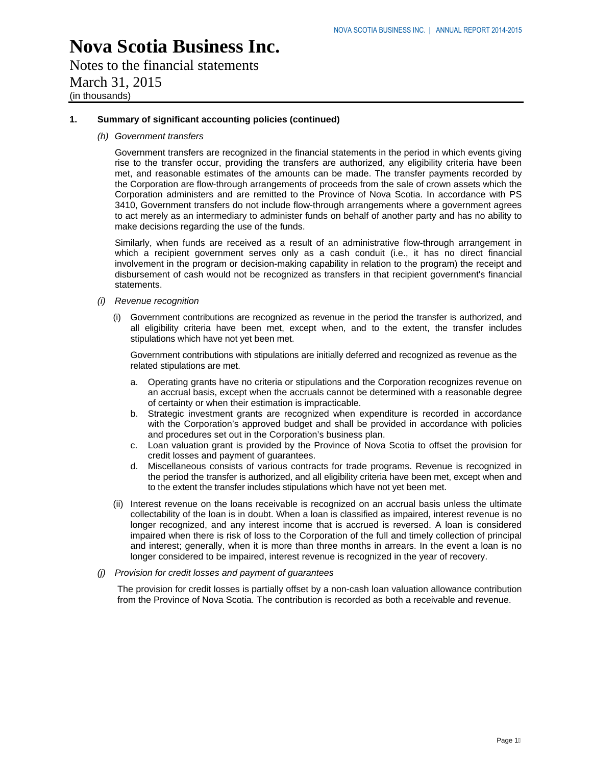# Nova Scotia Business Inc.

Notes to the financial statements
March 31, 2015
(in thousands)

**1. Summary of significant accounting policies (continued)**

*(h) Government transfers*

Government transfers are recognized in the financial statements in the period in which events giving rise to the transfer occur, providing the transfers are authorized, any eligibility criteria have been met, and reasonable estimates of the amounts can be made. The transfer payments recorded by the Corporation are flow-through arrangements of proceeds from the sale of crown assets which the Corporation administers and are remitted to the Province of Nova Scotia. In accordance with PS 3410, Government transfers do not include flow-through arrangements where a government agrees to act merely as an intermediary to administer funds on behalf of another party and has no ability to make decisions regarding the use of the funds.

Similarly, when funds are received as a result of an administrative flow-through arrangement in which a recipient government serves only as a cash conduit (i.e., it has no direct financial involvement in the program or decision-making capability in relation to the program) the receipt and disbursement of cash would not be recognized as transfers in that recipient government's financial statements.

*(i) Revenue recognition*

(i) Government contributions are recognized as revenue in the period the transfer is authorized, and all eligibility criteria have been met, except when, and to the extent, the transfer includes stipulations which have not yet been met.

Government contributions with stipulations are initially deferred and recognized as revenue as the related stipulations are met.

a. Operating grants have no criteria or stipulations and the Corporation recognizes revenue on an accrual basis, except when the accruals cannot be determined with a reasonable degree of certainty or when their estimation is impracticable.
b. Strategic investment grants are recognized when expenditure is recorded in accordance with the Corporation's approved budget and shall be provided in accordance with policies and procedures set out in the Corporation's business plan.
c. Loan valuation grant is provided by the Province of Nova Scotia to offset the provision for credit losses and payment of guarantees.
d. Miscellaneous consists of various contracts for trade programs. Revenue is recognized in the period the transfer is authorized, and all eligibility criteria have been met, except when and to the extent the transfer includes stipulations which have not yet been met.

(ii) Interest revenue on the loans receivable is recognized on an accrual basis unless the ultimate collectability of the loan is in doubt. When a loan is classified as impaired, interest revenue is no longer recognized, and any interest income that is accrued is reversed. A loan is considered impaired when there is risk of loss to the Corporation of the full and timely collection of principal and interest; generally, when it is more than three months in arrears. In the event a loan is no longer considered to be impaired, interest revenue is recognized in the year of recovery.

*(j) Provision for credit losses and payment of guarantees*

The provision for credit losses is partially offset by a non-cash loan valuation allowance contribution from the Province of Nova Scotia. The contribution is recorded as both a receivable and revenue.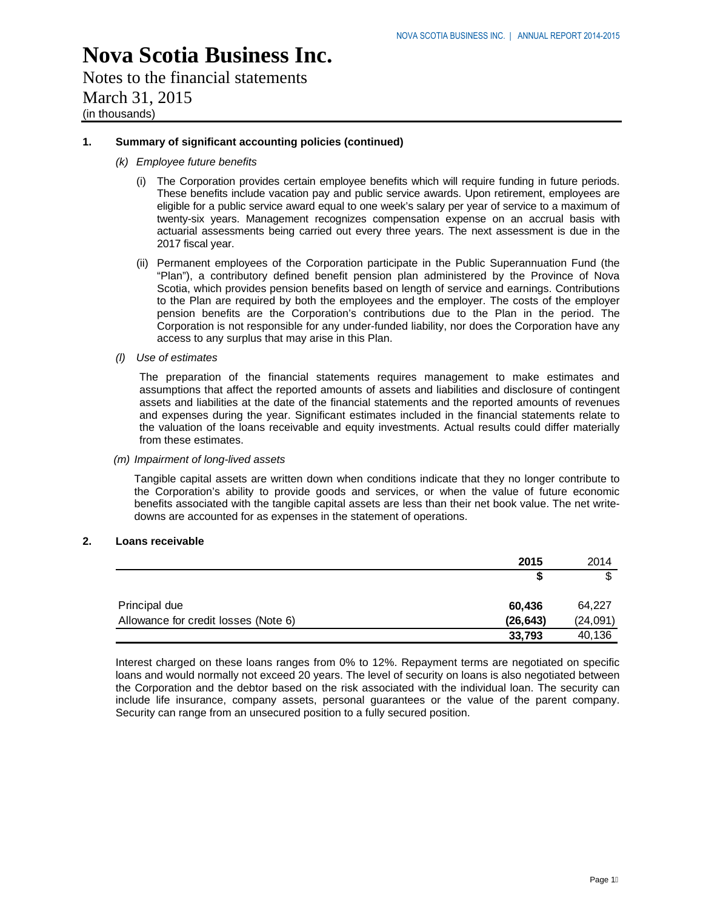# Nova Scotia Business Inc.

Notes to the financial statements
March 31, 2015
(in thousands)

**1. Summary of significant accounting policies (continued)**

*(k) Employee future benefits*

(i) The Corporation provides certain employee benefits which will require funding in future periods. These benefits include vacation pay and public service awards. Upon retirement, employees are eligible for a public service award equal to one week's salary per year of service to a maximum of twenty-six years. Management recognizes compensation expense on an accrual basis with actuarial assessments being carried out every three years. The next assessment is due in the 2017 fiscal year.

(ii) Permanent employees of the Corporation participate in the Public Superannuation Fund (the "Plan"), a contributory defined benefit pension plan administered by the Province of Nova Scotia, which provides pension benefits based on length of service and earnings. Contributions to the Plan are required by both the employees and the employer. The costs of the employer pension benefits are the Corporation's contributions due to the Plan in the period. The Corporation is not responsible for any under-funded liability, nor does the Corporation have any access to any surplus that may arise in this Plan.

*(l) Use of estimates*

The preparation of the financial statements requires management to make estimates and assumptions that affect the reported amounts of assets and liabilities and disclosure of contingent assets and liabilities at the date of the financial statements and the reported amounts of revenues and expenses during the year. Significant estimates included in the financial statements relate to the valuation of the loans receivable and equity investments. Actual results could differ materially from these estimates.

*(m) Impairment of long-lived assets*

Tangible capital assets are written down when conditions indicate that they no longer contribute to the Corporation's ability to provide goods and services, or when the value of future economic benefits associated with the tangible capital assets are less than their net book value. The net write-downs are accounted for as expenses in the statement of operations.

**2. Loans receivable**

| | **2015** | 2014 |
|---|---|---|
| | **$** | $ |
| Principal due | **60,436** | 64,227 |
| Allowance for credit losses (Note 6) | **(26,643)** | (24,091) |
| | **33,793** | 40,136 |

Interest charged on these loans ranges from 0% to 12%. Repayment terms are negotiated on specific loans and would normally not exceed 20 years. The level of security on loans is also negotiated between the Corporation and the debtor based on the risk associated with the individual loan. The security can include life insurance, company assets, personal guarantees or the value of the parent company. Security can range from an unsecured position to a fully secured position.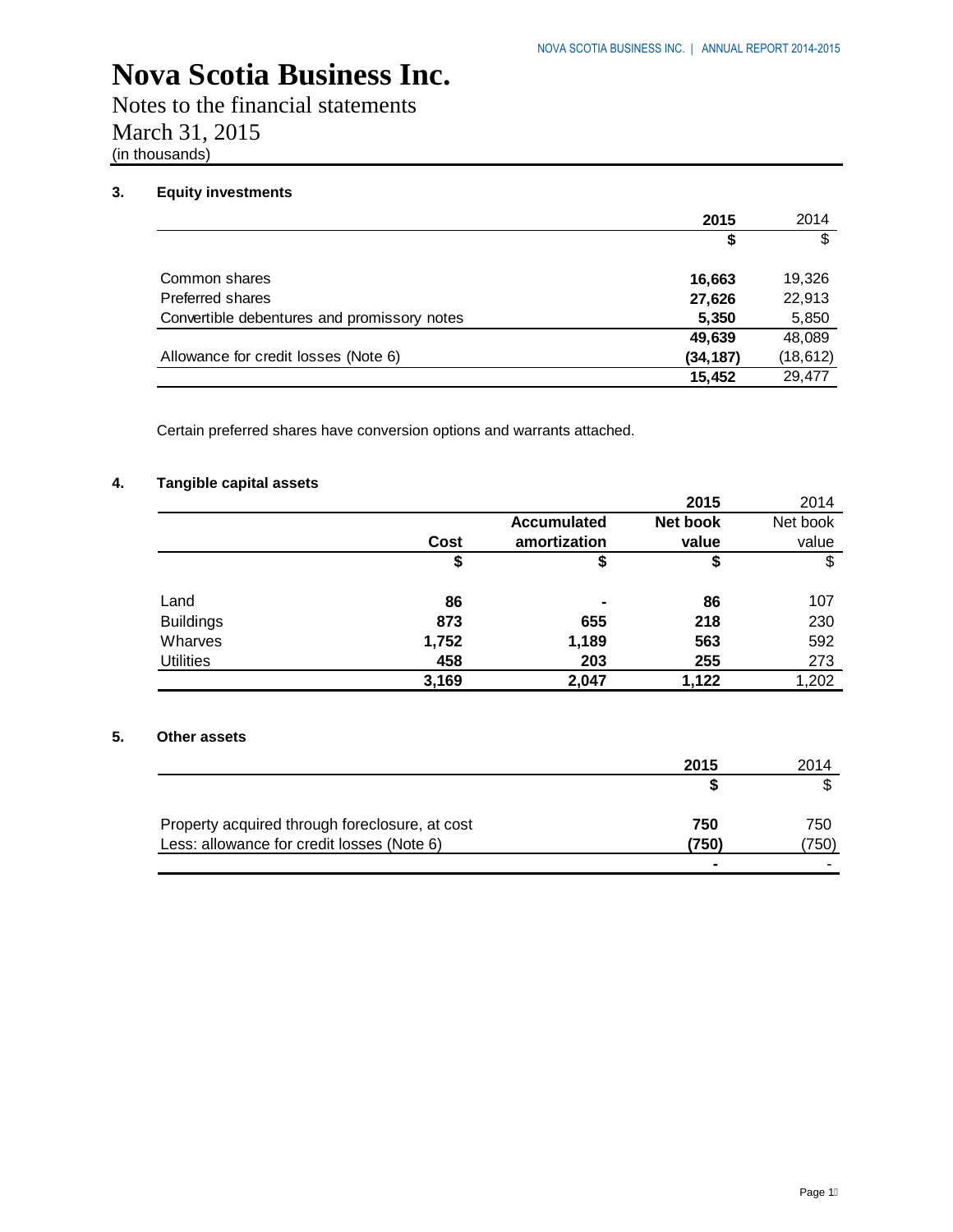# Nova Scotia Business Inc.

Notes to the financial statements
March 31, 2015
(in thousands)

### 3. Equity investments

| | 2015 | 2014 |
|---|---|---|
| | $ | $ |
| Common shares | 16,663 | 19,326 |
| Preferred shares | 27,626 | 22,913 |
| Convertible debentures and promissory notes | 5,350 | 5,850 |
| | 49,639 | 48,089 |
| Allowance for credit losses (Note 6) | (34,187) | (18,612) |
| | 15,452 | 29,477 |

Certain preferred shares have conversion options and warrants attached.

### 4. Tangible capital assets

| | | | 2015 | 2014 |
|---|---|---|---|---|
| | Cost | Accumulated amortization | Net book value | Net book value |
| | $ | $ | $ | $ |
| Land | 86 | - | 86 | 107 |
| Buildings | 873 | 655 | 218 | 230 |
| Wharves | 1,752 | 1,189 | 563 | 592 |
| Utilities | 458 | 203 | 255 | 273 |
| | 3,169 | 2,047 | 1,122 | 1,202 |

### 5. Other assets

| | 2015 | 2014 |
|---|---|---|
| | $ | $ |
| Property acquired through foreclosure, at cost | 750 | 750 |
| Less: allowance for credit losses (Note 6) | (750) | (750) |
| | - | - |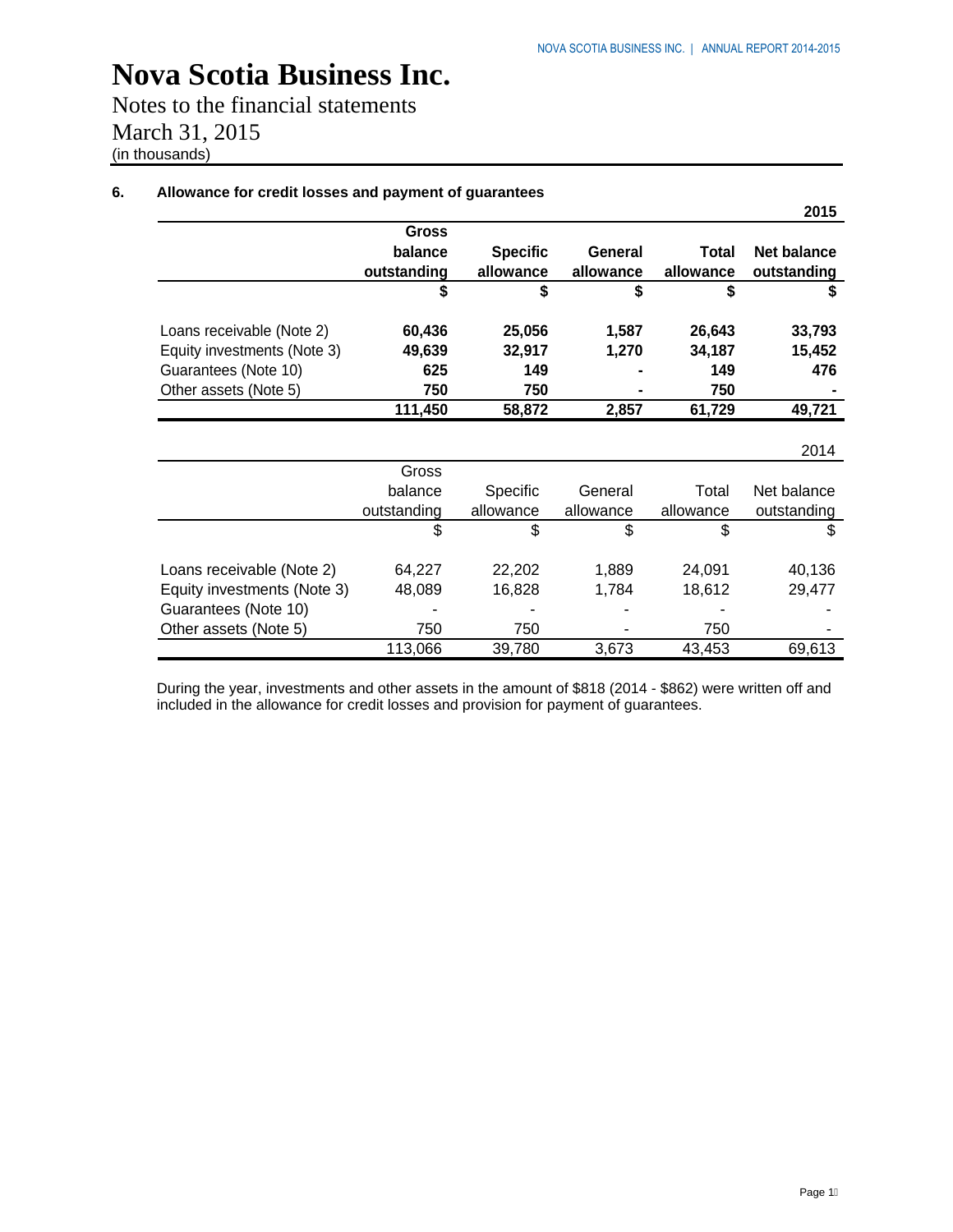# Nova Scotia Business Inc.

Notes to the financial statements
March 31, 2015
(in thousands)

## 6. Allowance for credit losses and payment of guarantees

**2015**

| | **Gross balance outstanding** | **Specific allowance** | **General allowance** | **Total allowance** | **Net balance outstanding** |
|---|---|---|---|---|---|
| | **$** | **$** | **$** | **$** | **$** |
| Loans receivable (Note 2) | **60,436** | **25,056** | **1,587** | **26,643** | **33,793** |
| Equity investments (Note 3) | **49,639** | **32,917** | **1,270** | **34,187** | **15,452** |
| Guarantees (Note 10) | **625** | **149** | **-** | **149** | **476** |
| Other assets (Note 5) | **750** | **750** | **-** | **750** | **-** |
| | **111,450** | **58,872** | **2,857** | **61,729** | **49,721** |

2014

| | Gross balance outstanding | Specific allowance | General allowance | Total allowance | Net balance outstanding |
|---|---|---|---|---|---|
| | $ | $ | $ | $ | $ |
| Loans receivable (Note 2) | 64,227 | 22,202 | 1,889 | 24,091 | 40,136 |
| Equity investments (Note 3) | 48,089 | 16,828 | 1,784 | 18,612 | 29,477 |
| Guarantees (Note 10) | - | - | - | - | - |
| Other assets (Note 5) | 750 | 750 | - | 750 | - |
| | 113,066 | 39,780 | 3,673 | 43,453 | 69,613 |

During the year, investments and other assets in the amount of $818 (2014 - $862) were written off and included in the allowance for credit losses and provision for payment of guarantees.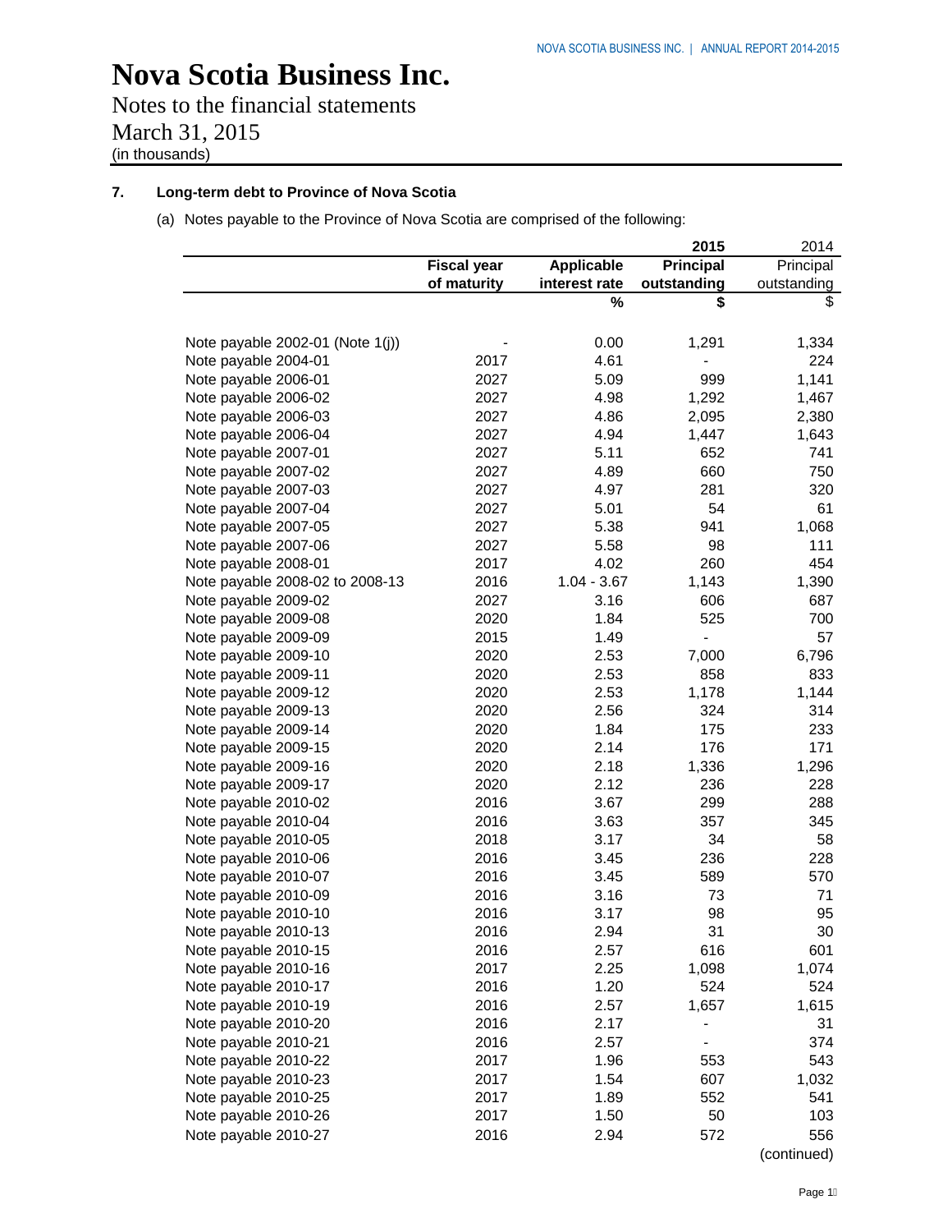# Nova Scotia Business Inc.

Notes to the financial statements
March 31, 2015
(in thousands)

## 7. Long-term debt to Province of Nova Scotia

(a) Notes payable to the Province of Nova Scotia are comprised of the following:

| | Fiscal year of maturity | Applicable interest rate | 2015 Principal outstanding | 2014 Principal outstanding |
|---|---|---|---|---|
| | | % | $ | $ |
| Note payable 2002-01 (Note 1(j)) | - | 0.00 | 1,291 | 1,334 |
| Note payable 2004-01 | 2017 | 4.61 | - | 224 |
| Note payable 2006-01 | 2027 | 5.09 | 999 | 1,141 |
| Note payable 2006-02 | 2027 | 4.98 | 1,292 | 1,467 |
| Note payable 2006-03 | 2027 | 4.86 | 2,095 | 2,380 |
| Note payable 2006-04 | 2027 | 4.94 | 1,447 | 1,643 |
| Note payable 2007-01 | 2027 | 5.11 | 652 | 741 |
| Note payable 2007-02 | 2027 | 4.89 | 660 | 750 |
| Note payable 2007-03 | 2027 | 4.97 | 281 | 320 |
| Note payable 2007-04 | 2027 | 5.01 | 54 | 61 |
| Note payable 2007-05 | 2027 | 5.38 | 941 | 1,068 |
| Note payable 2007-06 | 2027 | 5.58 | 98 | 111 |
| Note payable 2008-01 | 2017 | 4.02 | 260 | 454 |
| Note payable 2008-02 to 2008-13 | 2016 | 1.04 - 3.67 | 1,143 | 1,390 |
| Note payable 2009-02 | 2027 | 3.16 | 606 | 687 |
| Note payable 2009-08 | 2020 | 1.84 | 525 | 700 |
| Note payable 2009-09 | 2015 | 1.49 | - | 57 |
| Note payable 2009-10 | 2020 | 2.53 | 7,000 | 6,796 |
| Note payable 2009-11 | 2020 | 2.53 | 858 | 833 |
| Note payable 2009-12 | 2020 | 2.53 | 1,178 | 1,144 |
| Note payable 2009-13 | 2020 | 2.56 | 324 | 314 |
| Note payable 2009-14 | 2020 | 1.84 | 175 | 233 |
| Note payable 2009-15 | 2020 | 2.14 | 176 | 171 |
| Note payable 2009-16 | 2020 | 2.18 | 1,336 | 1,296 |
| Note payable 2009-17 | 2020 | 2.12 | 236 | 228 |
| Note payable 2010-02 | 2016 | 3.67 | 299 | 288 |
| Note payable 2010-04 | 2016 | 3.63 | 357 | 345 |
| Note payable 2010-05 | 2018 | 3.17 | 34 | 58 |
| Note payable 2010-06 | 2016 | 3.45 | 236 | 228 |
| Note payable 2010-07 | 2016 | 3.45 | 589 | 570 |
| Note payable 2010-09 | 2016 | 3.16 | 73 | 71 |
| Note payable 2010-10 | 2016 | 3.17 | 98 | 95 |
| Note payable 2010-13 | 2016 | 2.94 | 31 | 30 |
| Note payable 2010-15 | 2016 | 2.57 | 616 | 601 |
| Note payable 2010-16 | 2017 | 2.25 | 1,098 | 1,074 |
| Note payable 2010-17 | 2016 | 1.20 | 524 | 524 |
| Note payable 2010-19 | 2016 | 2.57 | 1,657 | 1,615 |
| Note payable 2010-20 | 2016 | 2.17 | - | 31 |
| Note payable 2010-21 | 2016 | 2.57 | - | 374 |
| Note payable 2010-22 | 2017 | 1.96 | 553 | 543 |
| Note payable 2010-23 | 2017 | 1.54 | 607 | 1,032 |
| Note payable 2010-25 | 2017 | 1.89 | 552 | 541 |
| Note payable 2010-26 | 2017 | 1.50 | 50 | 103 |
| Note payable 2010-27 | 2016 | 2.94 | 572 | 556 |

(continued)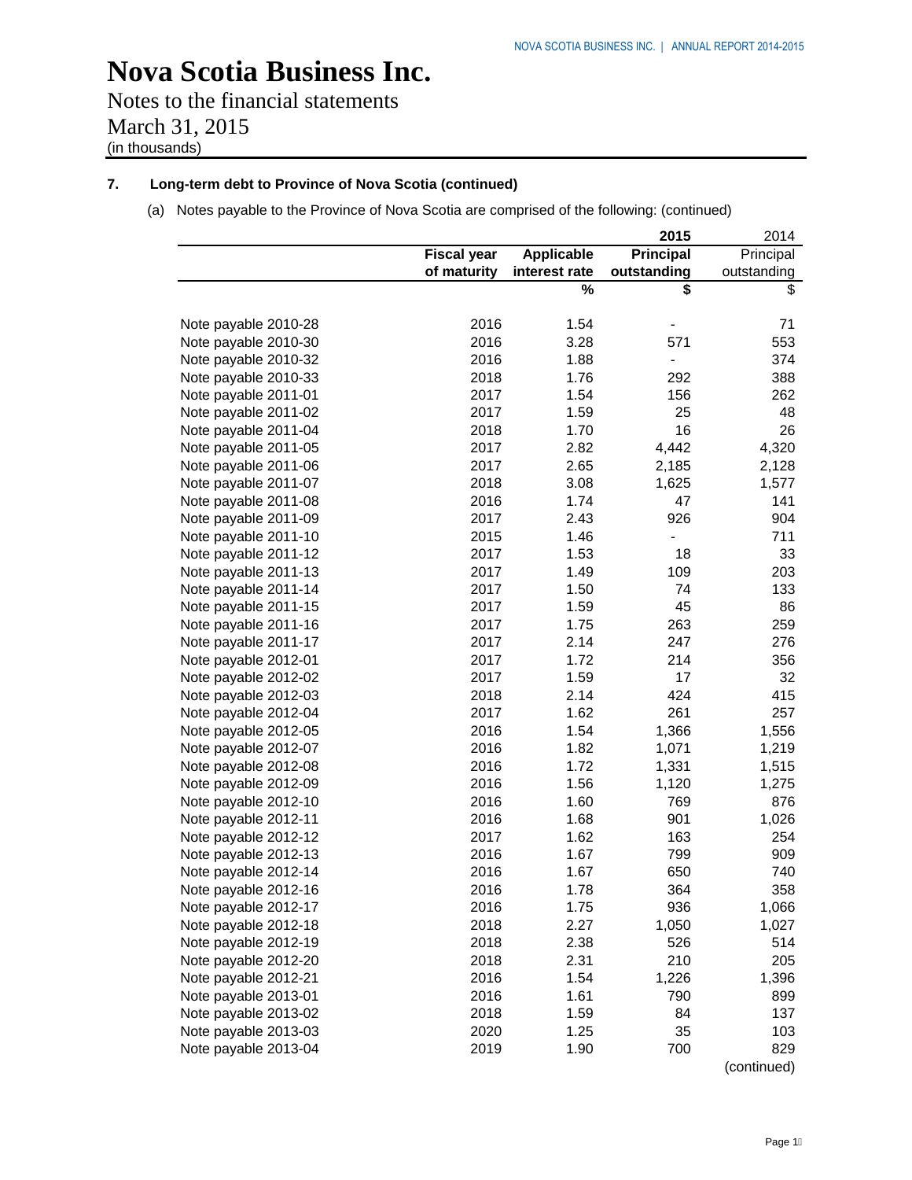# Nova Scotia Business Inc.

Notes to the financial statements

March 31, 2015

(in thousands)

## 7. Long-term debt to Province of Nova Scotia (continued)

(a) Notes payable to the Province of Nova Scotia are comprised of the following: (continued)

| | | | **2015** | 2014 |
|---|---|---|---|---|
| | **Fiscal year of maturity** | **Applicable interest rate** | **Principal outstanding** | Principal outstanding |
| | | **%** | **$** | $ |
| Note payable 2010-28 | 2016 | 1.54 | - | 71 |
| Note payable 2010-30 | 2016 | 3.28 | 571 | 553 |
| Note payable 2010-32 | 2016 | 1.88 | - | 374 |
| Note payable 2010-33 | 2018 | 1.76 | 292 | 388 |
| Note payable 2011-01 | 2017 | 1.54 | 156 | 262 |
| Note payable 2011-02 | 2017 | 1.59 | 25 | 48 |
| Note payable 2011-04 | 2018 | 1.70 | 16 | 26 |
| Note payable 2011-05 | 2017 | 2.82 | 4,442 | 4,320 |
| Note payable 2011-06 | 2017 | 2.65 | 2,185 | 2,128 |
| Note payable 2011-07 | 2018 | 3.08 | 1,625 | 1,577 |
| Note payable 2011-08 | 2016 | 1.74 | 47 | 141 |
| Note payable 2011-09 | 2017 | 2.43 | 926 | 904 |
| Note payable 2011-10 | 2015 | 1.46 | - | 711 |
| Note payable 2011-12 | 2017 | 1.53 | 18 | 33 |
| Note payable 2011-13 | 2017 | 1.49 | 109 | 203 |
| Note payable 2011-14 | 2017 | 1.50 | 74 | 133 |
| Note payable 2011-15 | 2017 | 1.59 | 45 | 86 |
| Note payable 2011-16 | 2017 | 1.75 | 263 | 259 |
| Note payable 2011-17 | 2017 | 2.14 | 247 | 276 |
| Note payable 2012-01 | 2017 | 1.72 | 214 | 356 |
| Note payable 2012-02 | 2017 | 1.59 | 17 | 32 |
| Note payable 2012-03 | 2018 | 2.14 | 424 | 415 |
| Note payable 2012-04 | 2017 | 1.62 | 261 | 257 |
| Note payable 2012-05 | 2016 | 1.54 | 1,366 | 1,556 |
| Note payable 2012-07 | 2016 | 1.82 | 1,071 | 1,219 |
| Note payable 2012-08 | 2016 | 1.72 | 1,331 | 1,515 |
| Note payable 2012-09 | 2016 | 1.56 | 1,120 | 1,275 |
| Note payable 2012-10 | 2016 | 1.60 | 769 | 876 |
| Note payable 2012-11 | 2016 | 1.68 | 901 | 1,026 |
| Note payable 2012-12 | 2017 | 1.62 | 163 | 254 |
| Note payable 2012-13 | 2016 | 1.67 | 799 | 909 |
| Note payable 2012-14 | 2016 | 1.67 | 650 | 740 |
| Note payable 2012-16 | 2016 | 1.78 | 364 | 358 |
| Note payable 2012-17 | 2016 | 1.75 | 936 | 1,066 |
| Note payable 2012-18 | 2018 | 2.27 | 1,050 | 1,027 |
| Note payable 2012-19 | 2018 | 2.38 | 526 | 514 |
| Note payable 2012-20 | 2018 | 2.31 | 210 | 205 |
| Note payable 2012-21 | 2016 | 1.54 | 1,226 | 1,396 |
| Note payable 2013-01 | 2016 | 1.61 | 790 | 899 |
| Note payable 2013-02 | 2018 | 1.59 | 84 | 137 |
| Note payable 2013-03 | 2020 | 1.25 | 35 | 103 |
| Note payable 2013-04 | 2019 | 1.90 | 700 | 829 |

(continued)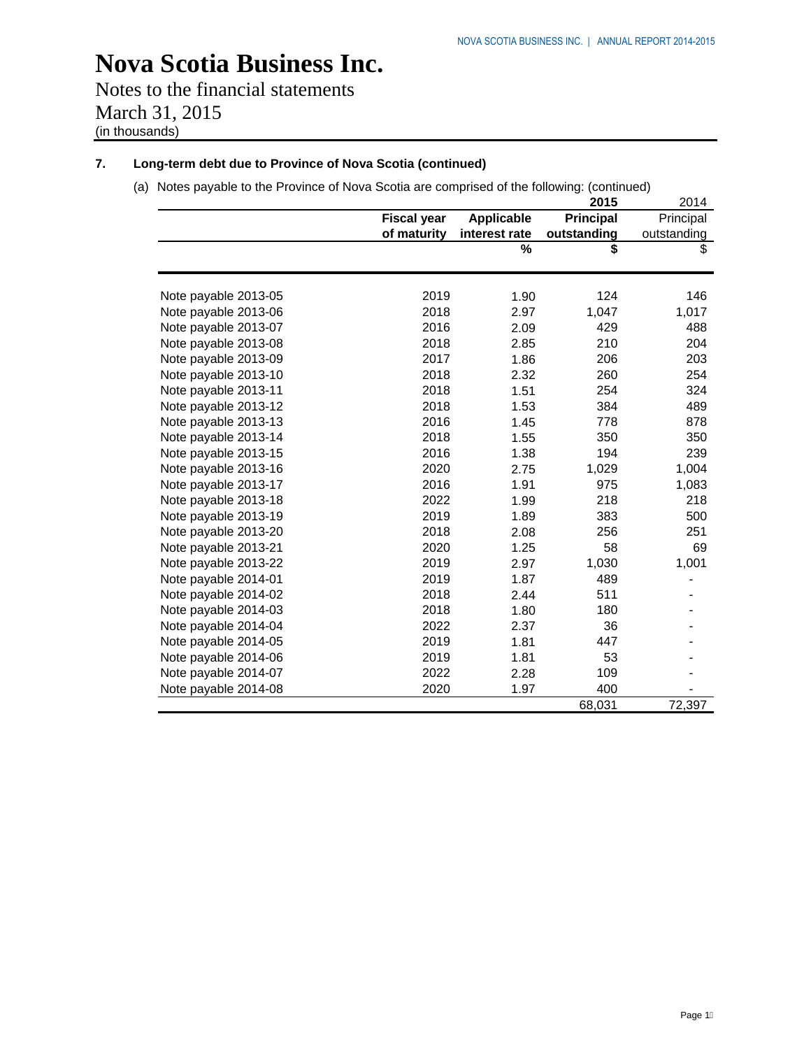# Nova Scotia Business Inc.

Notes to the financial statements
March 31, 2015
(in thousands)

## 7. Long-term debt due to Province of Nova Scotia (continued)

(a) Notes payable to the Province of Nova Scotia are comprised of the following: (continued)

| | Fiscal year of maturity | Applicable interest rate | 2015 Principal outstanding | 2014 Principal outstanding |
|---|---|---|---|---|
| | | % | $ | $ |
| Note payable 2013-05 | 2019 | 1.90 | 124 | 146 |
| Note payable 2013-06 | 2018 | 2.97 | 1,047 | 1,017 |
| Note payable 2013-07 | 2016 | 2.09 | 429 | 488 |
| Note payable 2013-08 | 2018 | 2.85 | 210 | 204 |
| Note payable 2013-09 | 2017 | 1.86 | 206 | 203 |
| Note payable 2013-10 | 2018 | 2.32 | 260 | 254 |
| Note payable 2013-11 | 2018 | 1.51 | 254 | 324 |
| Note payable 2013-12 | 2018 | 1.53 | 384 | 489 |
| Note payable 2013-13 | 2016 | 1.45 | 778 | 878 |
| Note payable 2013-14 | 2018 | 1.55 | 350 | 350 |
| Note payable 2013-15 | 2016 | 1.38 | 194 | 239 |
| Note payable 2013-16 | 2020 | 2.75 | 1,029 | 1,004 |
| Note payable 2013-17 | 2016 | 1.91 | 975 | 1,083 |
| Note payable 2013-18 | 2022 | 1.99 | 218 | 218 |
| Note payable 2013-19 | 2019 | 1.89 | 383 | 500 |
| Note payable 2013-20 | 2018 | 2.08 | 256 | 251 |
| Note payable 2013-21 | 2020 | 1.25 | 58 | 69 |
| Note payable 2013-22 | 2019 | 2.97 | 1,030 | 1,001 |
| Note payable 2014-01 | 2019 | 1.87 | 489 | - |
| Note payable 2014-02 | 2018 | 2.44 | 511 | - |
| Note payable 2014-03 | 2018 | 1.80 | 180 | - |
| Note payable 2014-04 | 2022 | 2.37 | 36 | - |
| Note payable 2014-05 | 2019 | 1.81 | 447 | - |
| Note payable 2014-06 | 2019 | 1.81 | 53 | - |
| Note payable 2014-07 | 2022 | 2.28 | 109 | - |
| Note payable 2014-08 | 2020 | 1.97 | 400 | - |
| | | | 68,031 | 72,397 |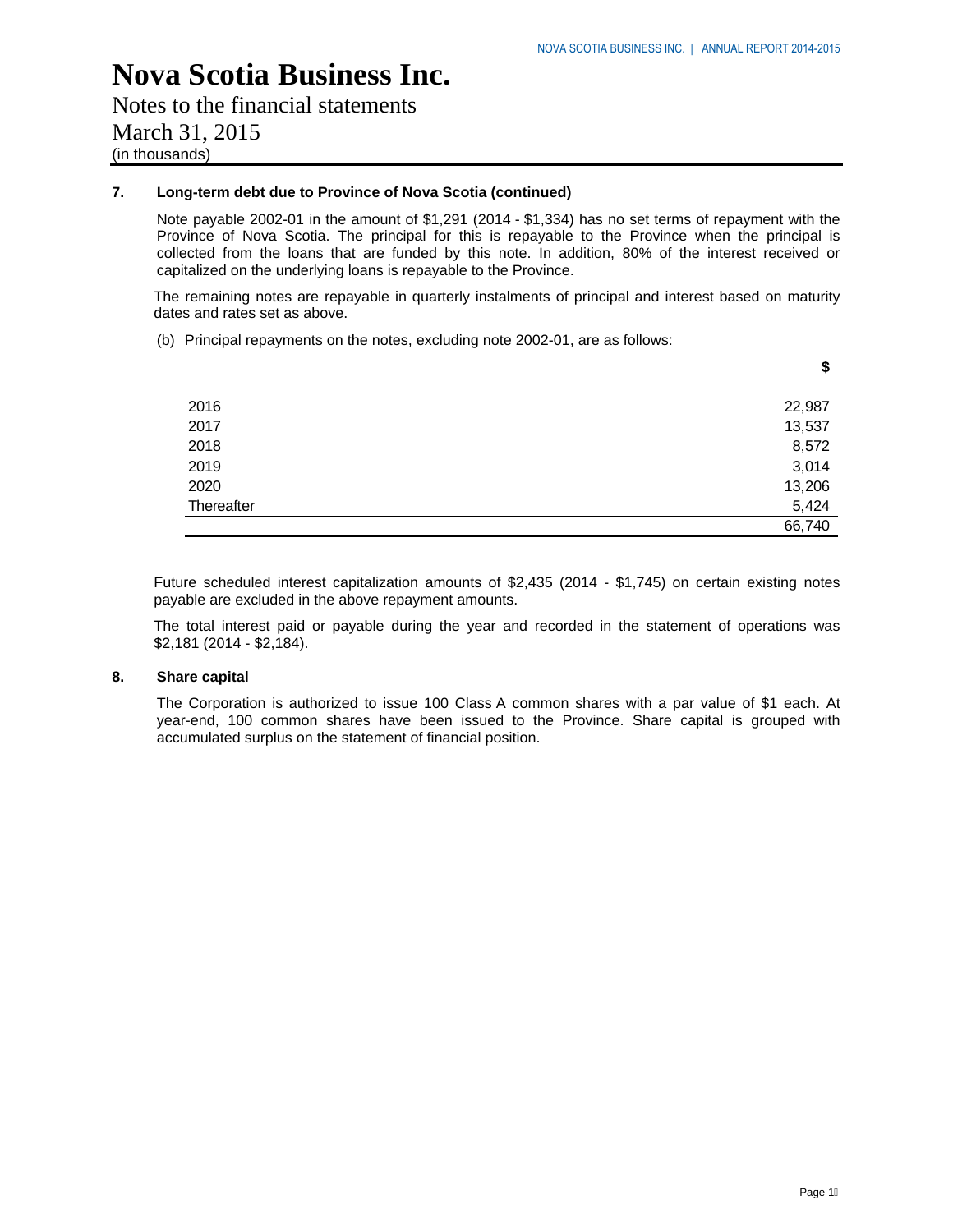# Nova Scotia Business Inc.

Notes to the financial statements
March 31, 2015
(in thousands)

## 7. Long-term debt due to Province of Nova Scotia (continued)

Note payable 2002-01 in the amount of $1,291 (2014 - $1,334) has no set terms of repayment with the Province of Nova Scotia. The principal for this is repayable to the Province when the principal is collected from the loans that are funded by this note. In addition, 80% of the interest received or capitalized on the underlying loans is repayable to the Province.

The remaining notes are repayable in quarterly instalments of principal and interest based on maturity dates and rates set as above.

(b) Principal repayments on the notes, excluding note 2002-01, are as follows:

| | $ |
|---|---|
| 2016 | 22,987 |
| 2017 | 13,537 |
| 2018 | 8,572 |
| 2019 | 3,014 |
| 2020 | 13,206 |
| Thereafter | 5,424 |
| | 66,740 |

Future scheduled interest capitalization amounts of $2,435 (2014 - $1,745) on certain existing notes payable are excluded in the above repayment amounts.

The total interest paid or payable during the year and recorded in the statement of operations was $2,181 (2014 - $2,184).

## 8. Share capital

The Corporation is authorized to issue 100 Class A common shares with a par value of $1 each. At year-end, 100 common shares have been issued to the Province. Share capital is grouped with accumulated surplus on the statement of financial position.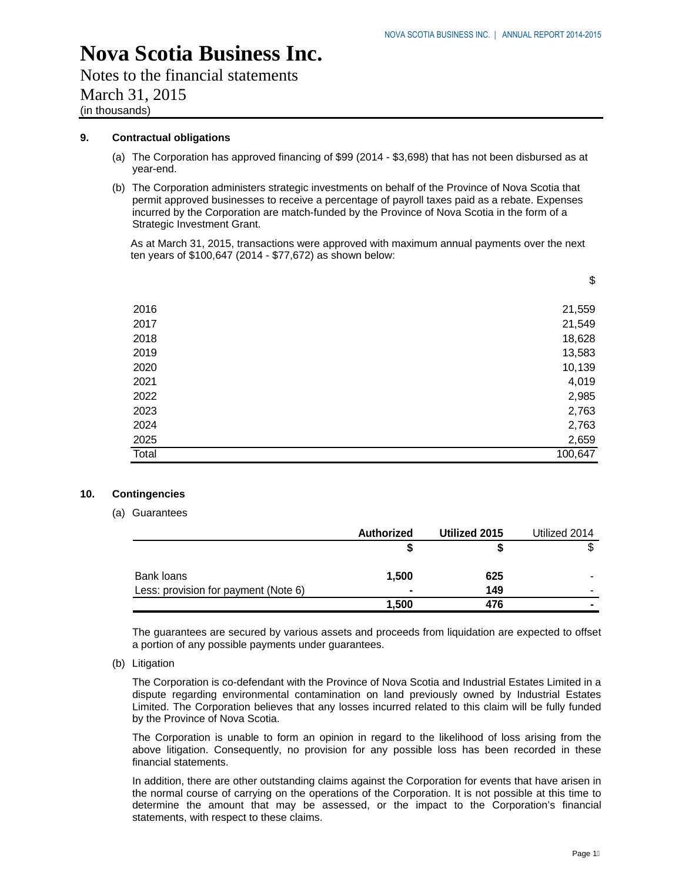# Nova Scotia Business Inc.

Notes to the financial statements

March 31, 2015

(in thousands)

### 9. Contractual obligations

(a) The Corporation has approved financing of $99 (2014 - $3,698) that has not been disbursed as at year-end.

(b) The Corporation administers strategic investments on behalf of the Province of Nova Scotia that permit approved businesses to receive a percentage of payroll taxes paid as a rebate. Expenses incurred by the Corporation are match-funded by the Province of Nova Scotia in the form of a Strategic Investment Grant.

As at March 31, 2015, transactions were approved with maximum annual payments over the next ten years of $100,647 (2014 - $77,672) as shown below:

| | $ |
|---|---|
| 2016 | 21,559 |
| 2017 | 21,549 |
| 2018 | 18,628 |
| 2019 | 13,583 |
| 2020 | 10,139 |
| 2021 | 4,019 |
| 2022 | 2,985 |
| 2023 | 2,763 |
| 2024 | 2,763 |
| 2025 | 2,659 |
| Total | 100,647 |

### 10. Contingencies

(a) Guarantees

| | **Authorized** | **Utilized 2015** | Utilized 2014 |
|---|---|---|---|
| | **$** | **$** | $ |
| Bank loans | **1,500** | **625** | - |
| Less: provision for payment (Note 6) | **-** | **149** | - |
| | **1,500** | **476** | **-** |

The guarantees are secured by various assets and proceeds from liquidation are expected to offset a portion of any possible payments under guarantees.

(b) Litigation

The Corporation is co-defendant with the Province of Nova Scotia and Industrial Estates Limited in a dispute regarding environmental contamination on land previously owned by Industrial Estates Limited. The Corporation believes that any losses incurred related to this claim will be fully funded by the Province of Nova Scotia.

The Corporation is unable to form an opinion in regard to the likelihood of loss arising from the above litigation. Consequently, no provision for any possible loss has been recorded in these financial statements.

In addition, there are other outstanding claims against the Corporation for events that have arisen in the normal course of carrying on the operations of the Corporation. It is not possible at this time to determine the amount that may be assessed, or the impact to the Corporation's financial statements, with respect to these claims.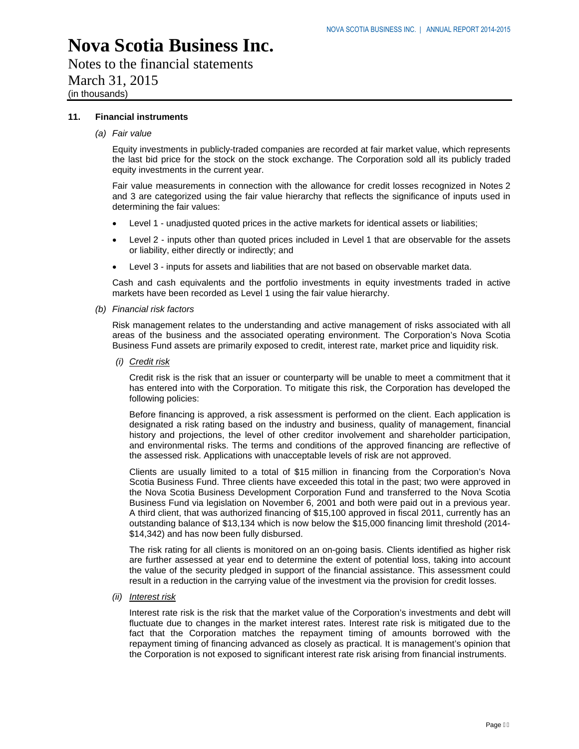# Nova Scotia Business Inc.

Notes to the financial statements
March 31, 2015
(in thousands)

## 11. Financial instruments

*(a) Fair value*

Equity investments in publicly-traded companies are recorded at fair market value, which represents the last bid price for the stock on the stock exchange. The Corporation sold all its publicly traded equity investments in the current year.

Fair value measurements in connection with the allowance for credit losses recognized in Notes 2 and 3 are categorized using the fair value hierarchy that reflects the significance of inputs used in determining the fair values:

- Level 1 - unadjusted quoted prices in the active markets for identical assets or liabilities;
- Level 2 - inputs other than quoted prices included in Level 1 that are observable for the assets or liability, either directly or indirectly; and
- Level 3 - inputs for assets and liabilities that are not based on observable market data.

Cash and cash equivalents and the portfolio investments in equity investments traded in active markets have been recorded as Level 1 using the fair value hierarchy.

*(b) Financial risk factors*

Risk management relates to the understanding and active management of risks associated with all areas of the business and the associated operating environment. The Corporation's Nova Scotia Business Fund assets are primarily exposed to credit, interest rate, market price and liquidity risk.

*(i) Credit risk*

Credit risk is the risk that an issuer or counterparty will be unable to meet a commitment that it has entered into with the Corporation. To mitigate this risk, the Corporation has developed the following policies:

Before financing is approved, a risk assessment is performed on the client. Each application is designated a risk rating based on the industry and business, quality of management, financial history and projections, the level of other creditor involvement and shareholder participation, and environmental risks. The terms and conditions of the approved financing are reflective of the assessed risk. Applications with unacceptable levels of risk are not approved.

Clients are usually limited to a total of $15 million in financing from the Corporation's Nova Scotia Business Fund. Three clients have exceeded this total in the past; two were approved in the Nova Scotia Business Development Corporation Fund and transferred to the Nova Scotia Business Fund via legislation on November 6, 2001 and both were paid out in a previous year. A third client, that was authorized financing of $15,100 approved in fiscal 2011, currently has an outstanding balance of $13,134 which is now below the $15,000 financing limit threshold (2014- $14,342) and has now been fully disbursed.

The risk rating for all clients is monitored on an on-going basis. Clients identified as higher risk are further assessed at year end to determine the extent of potential loss, taking into account the value of the security pledged in support of the financial assistance. This assessment could result in a reduction in the carrying value of the investment via the provision for credit losses.

*(ii) Interest risk*

Interest rate risk is the risk that the market value of the Corporation's investments and debt will fluctuate due to changes in the market interest rates. Interest rate risk is mitigated due to the fact that the Corporation matches the repayment timing of amounts borrowed with the repayment timing of financing advanced as closely as practical. It is management's opinion that the Corporation is not exposed to significant interest rate risk arising from financial instruments.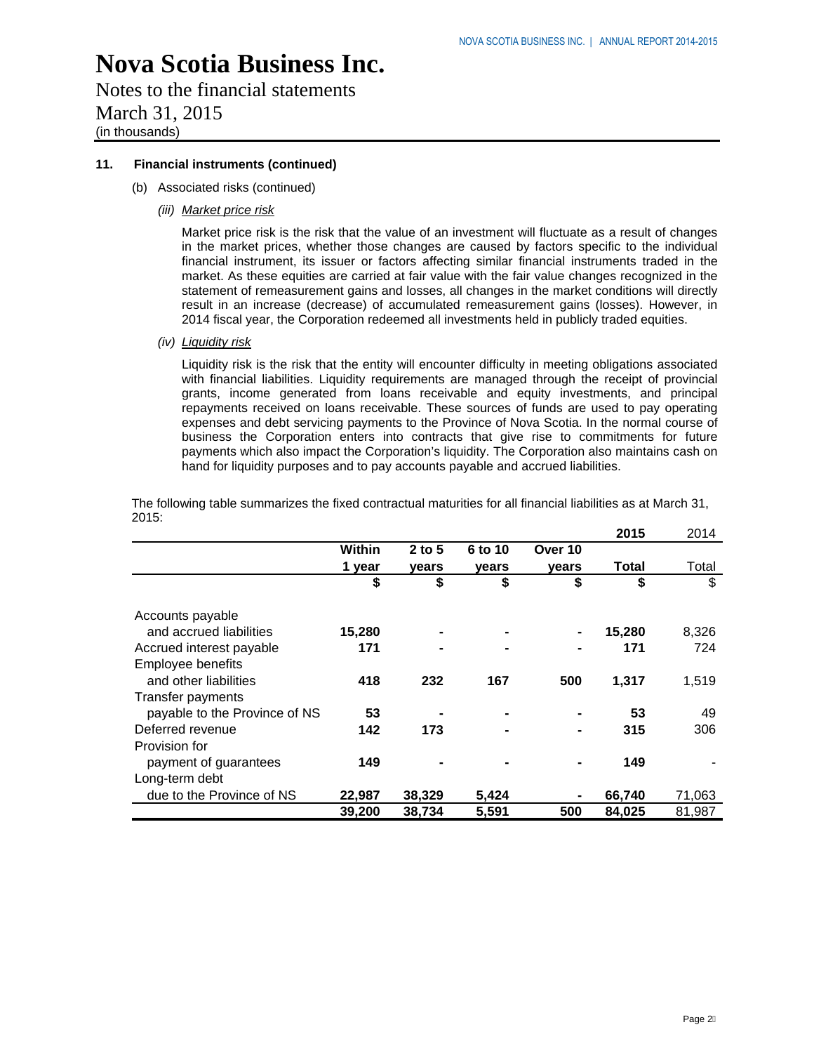# Nova Scotia Business Inc.

Notes to the financial statements
March 31, 2015
(in thousands)

**11. Financial instruments (continued)**

(b) Associated risks (continued)

*(iii) Market price risk*

Market price risk is the risk that the value of an investment will fluctuate as a result of changes in the market prices, whether those changes are caused by factors specific to the individual financial instrument, its issuer or factors affecting similar financial instruments traded in the market. As these equities are carried at fair value with the fair value changes recognized in the statement of remeasurement gains and losses, all changes in the market conditions will directly result in an increase (decrease) of accumulated remeasurement gains (losses). However, in 2014 fiscal year, the Corporation redeemed all investments held in publicly traded equities.

*(iv) Liquidity risk*

Liquidity risk is the risk that the entity will encounter difficulty in meeting obligations associated with financial liabilities. Liquidity requirements are managed through the receipt of provincial grants, income generated from loans receivable and equity investments, and principal repayments received on loans receivable. These sources of funds are used to pay operating expenses and debt servicing payments to the Province of Nova Scotia. In the normal course of business the Corporation enters into contracts that give rise to commitments for future payments which also impact the Corporation's liquidity. The Corporation also maintains cash on hand for liquidity purposes and to pay accounts payable and accrued liabilities.

The following table summarizes the fixed contractual maturities for all financial liabilities as at March 31, 2015:

| | Within 1 year | 2 to 5 years | 6 to 10 years | Over 10 years | 2015 Total | 2014 Total |
|---|---|---|---|---|---|---|
| | **$** | **$** | **$** | **$** | **$** | $ |
| Accounts payable and accrued liabilities | **15,280** | **-** | **-** | **-** | **15,280** | 8,326 |
| Accrued interest payable | **171** | **-** | **-** | **-** | **171** | 724 |
| Employee benefits and other liabilities | **418** | **232** | **167** | **500** | **1,317** | 1,519 |
| Transfer payments payable to the Province of NS | **53** | **-** | **-** | **-** | **53** | 49 |
| Deferred revenue | **142** | **173** | **-** | **-** | **315** | 306 |
| Provision for payment of guarantees | **149** | **-** | **-** | **-** | **149** | - |
| Long-term debt due to the Province of NS | **22,987** | **38,329** | **5,424** | **-** | **66,740** | 71,063 |
| | **39,200** | **38,734** | **5,591** | **500** | **84,025** | 81,987 |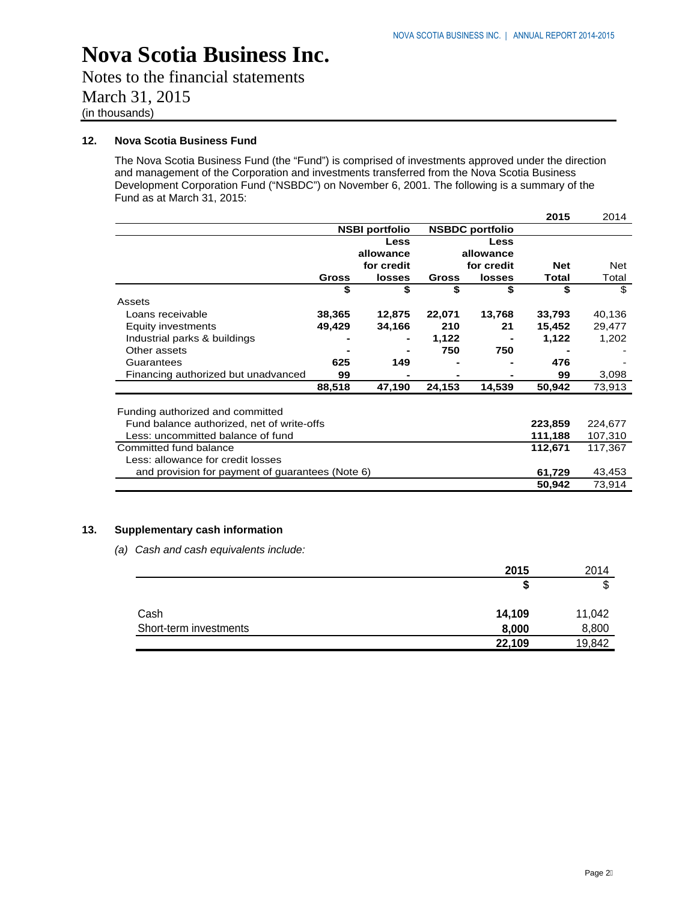# Nova Scotia Business Inc.

Notes to the financial statements
March 31, 2015
(in thousands)

## 12. Nova Scotia Business Fund

The Nova Scotia Business Fund (the "Fund") is comprised of investments approved under the direction and management of the Corporation and investments transferred from the Nova Scotia Business Development Corporation Fund ("NSBDC") on November 6, 2001. The following is a summary of the Fund as at March 31, 2015:

| | NSBI portfolio | | NSBDC portfolio | | 2015 | 2014 |
|---|---|---|---|---|---|---|
| | **Gross** | **Less allowance for credit losses** | **Gross** | **Less allowance for credit losses** | **Net Total** | Net Total |
| | **$** | **$** | **$** | **$** | **$** | $ |
| Assets | | | | | | |
| Loans receivable | **38,365** | **12,875** | **22,071** | **13,768** | **33,793** | 40,136 |
| Equity investments | **49,429** | **34,166** | **210** | **21** | **15,452** | 29,477 |
| Industrial parks & buildings | **-** | **-** | **1,122** | **-** | **1,122** | 1,202 |
| Other assets | **-** | **-** | **750** | **750** | **-** | - |
| Guarantees | **625** | **149** | **-** | **-** | **476** | - |
| Financing authorized but unadvanced | **99** | **-** | **-** | **-** | **99** | 3,098 |
| | **88,518** | **47,190** | **24,153** | **14,539** | **50,942** | 73,913 |

| | 2015 | 2014 |
|---|---|---|
| Funding authorized and committed | | |
| Fund balance authorized, net of write-offs | **223,859** | 224,677 |
| Less: uncommitted balance of fund | **111,188** | 107,310 |
| Committed fund balance | **112,671** | 117,367 |
| Less: allowance for credit losses and provision for payment of guarantees (Note 6) | **61,729** | 43,453 |
| | **50,942** | 73,914 |

## 13. Supplementary cash information

*(a) Cash and cash equivalents include:*

| | 2015 | 2014 |
|---|---|---|
| | **$** | $ |
| Cash | **14,109** | 11,042 |
| Short-term investments | **8,000** | 8,800 |
| | **22,109** | 19,842 |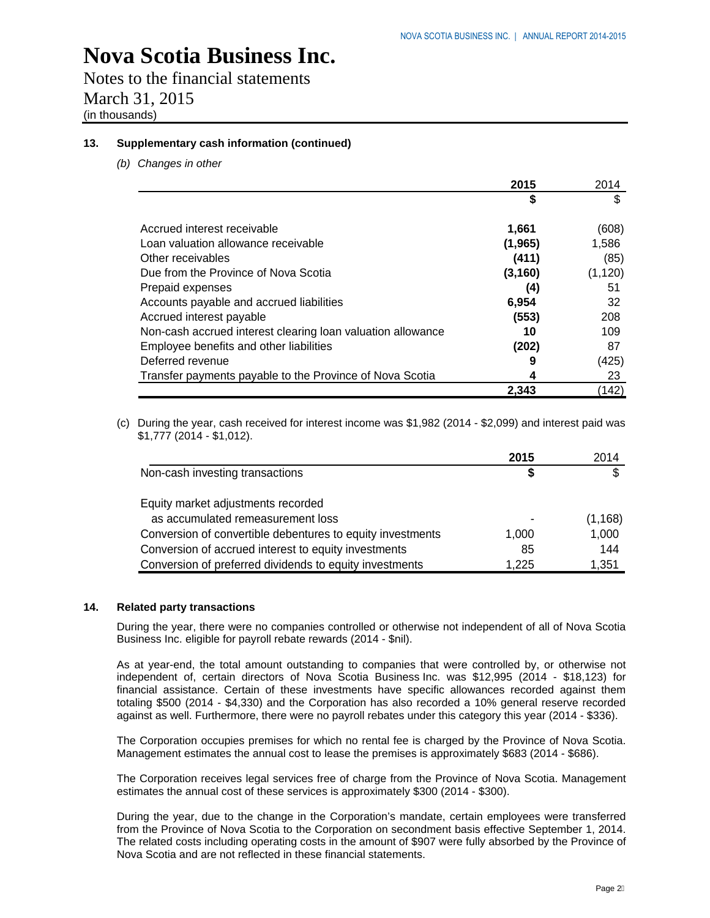# Nova Scotia Business Inc.

Notes to the financial statements
March 31, 2015
(in thousands)

## 13. Supplementary cash information (continued)

*(b) Changes in other*

| | **2015** | 2014 |
|---|---|---|
| | **$** | $ |
| Accrued interest receivable | **1,661** | (608) |
| Loan valuation allowance receivable | **(1,965)** | 1,586 |
| Other receivables | **(411)** | (85) |
| Due from the Province of Nova Scotia | **(3,160)** | (1,120) |
| Prepaid expenses | **(4)** | 51 |
| Accounts payable and accrued liabilities | **6,954** | 32 |
| Accrued interest payable | **(553)** | 208 |
| Non-cash accrued interest clearing loan valuation allowance | **10** | 109 |
| Employee benefits and other liabilities | **(202)** | 87 |
| Deferred revenue | **9** | (425) |
| Transfer payments payable to the Province of Nova Scotia | **4** | 23 |
| | **2,343** | (142) |

(c) During the year, cash received for interest income was $1,982 (2014 - $2,099) and interest paid was $1,777 (2014 - $1,012).

| | **2015** | 2014 |
|---|---|---|
| Non-cash investing transactions | **$** | $ |
| Equity market adjustments recorded as accumulated remeasurement loss | - | (1,168) |
| Conversion of convertible debentures to equity investments | 1,000 | 1,000 |
| Conversion of accrued interest to equity investments | 85 | 144 |
| Conversion of preferred dividends to equity investments | 1,225 | 1,351 |

## 14. Related party transactions

During the year, there were no companies controlled or otherwise not independent of all of Nova Scotia Business Inc. eligible for payroll rebate rewards (2014 - $nil).

As at year-end, the total amount outstanding to companies that were controlled by, or otherwise not independent of, certain directors of Nova Scotia Business Inc. was $12,995 (2014 - $18,123) for financial assistance. Certain of these investments have specific allowances recorded against them totaling $500 (2014 - $4,330) and the Corporation has also recorded a 10% general reserve recorded against as well. Furthermore, there were no payroll rebates under this category this year (2014 - $336).

The Corporation occupies premises for which no rental fee is charged by the Province of Nova Scotia. Management estimates the annual cost to lease the premises is approximately $683 (2014 - $686).

The Corporation receives legal services free of charge from the Province of Nova Scotia. Management estimates the annual cost of these services is approximately $300 (2014 - $300).

During the year, due to the change in the Corporation's mandate, certain employees were transferred from the Province of Nova Scotia to the Corporation on secondment basis effective September 1, 2014. The related costs including operating costs in the amount of $907 were fully absorbed by the Province of Nova Scotia and are not reflected in these financial statements.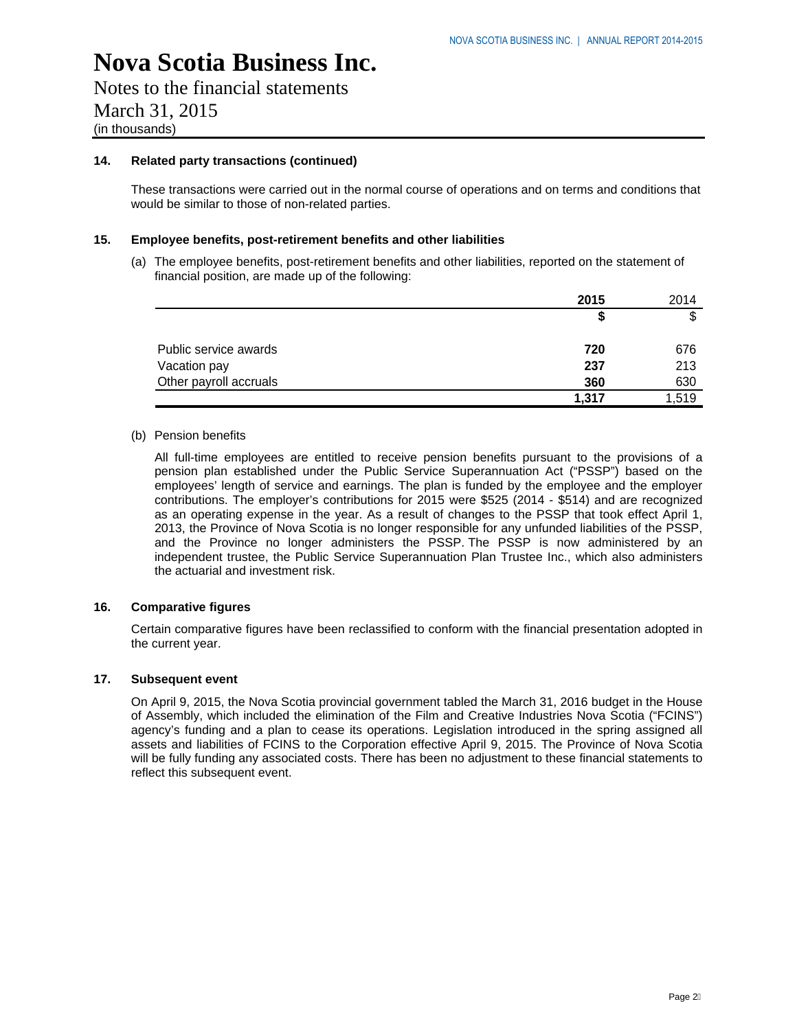# Nova Scotia Business Inc.

Notes to the financial statements
March 31, 2015
(in thousands)

**14. Related party transactions (continued)**

These transactions were carried out in the normal course of operations and on terms and conditions that would be similar to those of non-related parties.

**15. Employee benefits, post-retirement benefits and other liabilities**

(a) The employee benefits, post-retirement benefits and other liabilities, reported on the statement of financial position, are made up of the following:

| | **2015** | 2014 |
|---|---|---|
| | **$** | $ |
| Public service awards | **720** | 676 |
| Vacation pay | **237** | 213 |
| Other payroll accruals | **360** | 630 |
| | **1,317** | 1,519 |

(b) Pension benefits

All full-time employees are entitled to receive pension benefits pursuant to the provisions of a pension plan established under the Public Service Superannuation Act ("PSSP") based on the employees' length of service and earnings. The plan is funded by the employee and the employer contributions. The employer's contributions for 2015 were $525 (2014 - $514) and are recognized as an operating expense in the year. As a result of changes to the PSSP that took effect April 1, 2013, the Province of Nova Scotia is no longer responsible for any unfunded liabilities of the PSSP, and the Province no longer administers the PSSP. The PSSP is now administered by an independent trustee, the Public Service Superannuation Plan Trustee Inc., which also administers the actuarial and investment risk.

**16. Comparative figures**

Certain comparative figures have been reclassified to conform with the financial presentation adopted in the current year.

**17. Subsequent event**

On April 9, 2015, the Nova Scotia provincial government tabled the March 31, 2016 budget in the House of Assembly, which included the elimination of the Film and Creative Industries Nova Scotia ("FCINS") agency's funding and a plan to cease its operations. Legislation introduced in the spring assigned all assets and liabilities of FCINS to the Corporation effective April 9, 2015. The Province of Nova Scotia will be fully funding any associated costs. There has been no adjustment to these financial statements to reflect this subsequent event.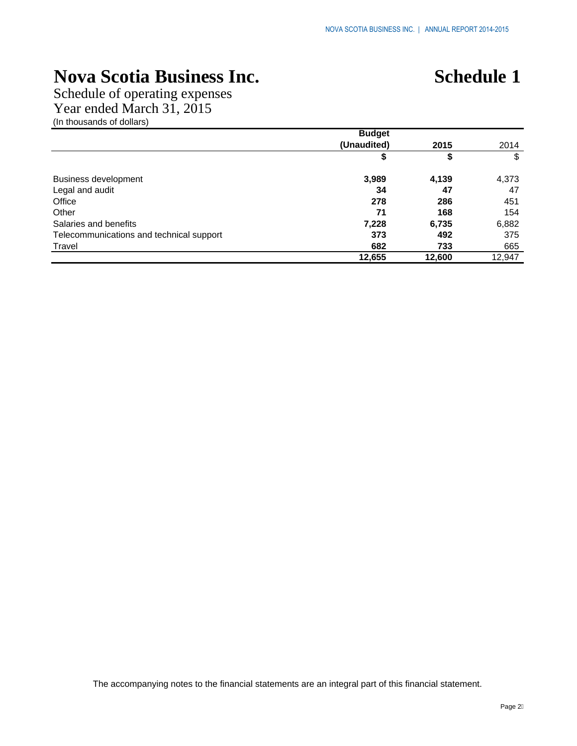# Nova Scotia Business Inc.

# Schedule 1

Schedule of operating expenses
Year ended March 31, 2015
(In thousands of dollars)

| | Budget (Unaudited) | 2015 | 2014 |
|---|---|---|---|
| | **$** | **$** | $ |
| Business development | **3,989** | **4,139** | 4,373 |
| Legal and audit | **34** | **47** | 47 |
| Office | **278** | **286** | 451 |
| Other | **71** | **168** | 154 |
| Salaries and benefits | **7,228** | **6,735** | 6,882 |
| Telecommunications and technical support | **373** | **492** | 375 |
| Travel | **682** | **733** | 665 |
| | **12,655** | **12,600** | 12,947 |

The accompanying notes to the financial statements are an integral part of this financial statement.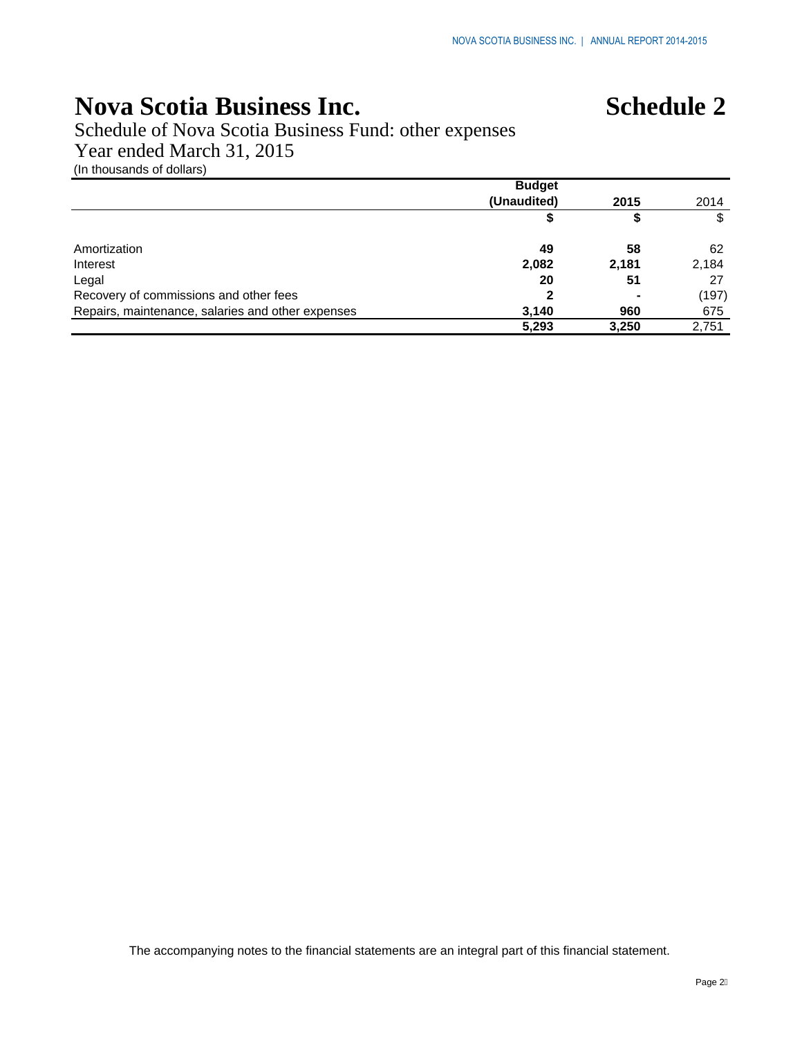# Nova Scotia Business Inc.

# Schedule 2

Schedule of Nova Scotia Business Fund: other expenses

Year ended March 31, 2015

(In thousands of dollars)

| | Budget (Unaudited) | 2015 | 2014 |
|---|---|---|---|
| | $ | $ | $ |
| Amortization | 49 | 58 | 62 |
| Interest | 2,082 | 2,181 | 2,184 |
| Legal | 20 | 51 | 27 |
| Recovery of commissions and other fees | 2 | - | (197) |
| Repairs, maintenance, salaries and other expenses | 3,140 | 960 | 675 |
| | 5,293 | 3,250 | 2,751 |

The accompanying notes to the financial statements are an integral part of this financial statement.